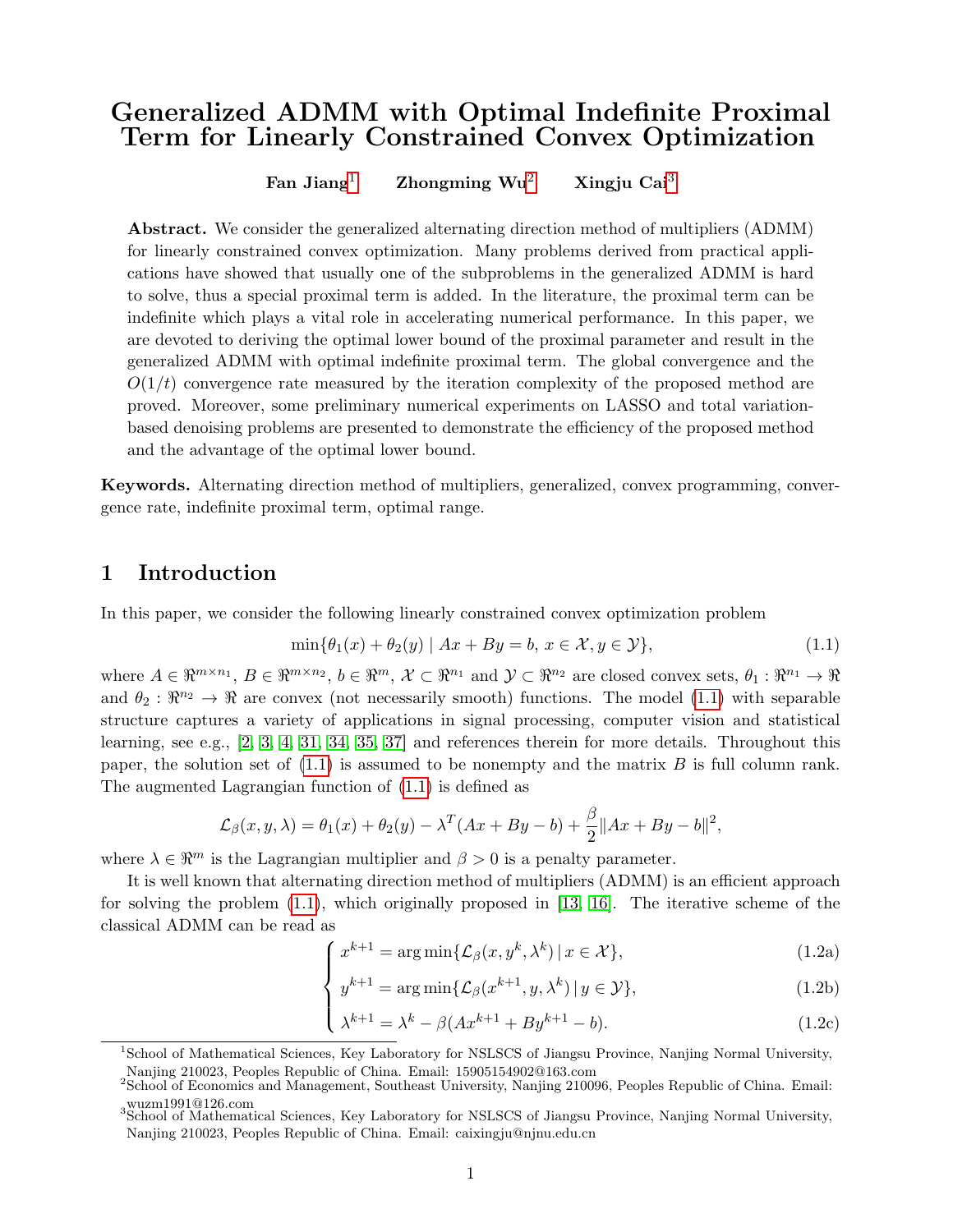# Generalized ADMM with Optimal Indefinite Proximal Term for Linearly Constrained Convex Optimization

**Fan Jiang**[1] **Zhongming Wu**[2] **Xingju Cai**[3]

**Abstract.** We consider the generalized alternating direction method of multipliers (ADMM) for linearly constrained convex optimization. Many problems derived from practical applications have showed that usually one of the subproblems in the generalized ADMM is hard to solve, thus a special proximal term is added. In the literature, the proximal term can be indefinite which plays a vital role in accelerating numerical performance. In this paper, we are devoted to deriving the optimal lower bound of the proximal parameter and result in the generalized ADMM with optimal indefinite proximal term. The global convergence and the $O(1/t)$ convergence rate measured by the iteration complexity of the proposed method are proved. Moreover, some preliminary numerical experiments on LASSO and total variation-based denoising problems are presented to demonstrate the efficiency of the proposed method and the advantage of the optimal lower bound.

**Keywords.** Alternating direction method of multipliers, generalized, convex programming, convergence rate, indefinite proximal term, optimal range.

## 1 Introduction

In this paper, we consider the following linearly constrained convex optimization problem

$$\min\{\theta_1(x) + \theta_2(y) \mid Ax + By = b,\, x \in \mathcal{X}, y \in \mathcal{Y}\}, \tag{1.1}$$

where $A \in \Re^{m\times n_1}$, $B \in \Re^{m\times n_2}$, $b \in \Re^m$, $\mathcal{X} \subset \Re^{n_1}$ and $\mathcal{Y} \subset \Re^{n_2}$ are closed convex sets, $\theta_1 : \Re^{n_1} \to \Re$ and $\theta_2 : \Re^{n_2} \to \Re$ are convex (not necessarily smooth) functions. The model (1.1) with separable structure captures a variety of applications in signal processing, computer vision and statistical learning, see e.g., [2, 3, 4, 31, 34, 35, 37] and references therein for more details. Throughout this paper, the solution set of (1.1) is assumed to be nonempty and the matrix $B$ is full column rank. The augmented Lagrangian function of (1.1) is defined as

$$\mathcal{L}_\beta(x, y, \lambda) = \theta_1(x) + \theta_2(y) - \lambda^T(Ax + By - b) + \frac{\beta}{2}\|Ax + By - b\|^2,$$

where $\lambda \in \Re^m$ is the Lagrangian multiplier and $\beta > 0$ is a penalty parameter.

It is well known that alternating direction method of multipliers (ADMM) is an efficient approach for solving the problem (1.1), which originally proposed in [13, 16]. The iterative scheme of the classical ADMM can be read as

$$\begin{cases} x^{k+1} = \arg\min\{\mathcal{L}_\beta(x, y^k, \lambda^k) \,|\, x \in \mathcal{X}\}, & \text{(1.2a)} \\ y^{k+1} = \arg\min\{\mathcal{L}_\beta(x^{k+1}, y, \lambda^k) \,|\, y \in \mathcal{Y}\}, & \text{(1.2b)} \\ \lambda^{k+1} = \lambda^k - \beta(Ax^{k+1} + By^{k+1} - b). & \text{(1.2c)} \end{cases}$$

[1] School of Mathematical Sciences, Key Laboratory for NSLSCS of Jiangsu Province, Nanjing Normal University, Nanjing 210023, Peoples Republic of China. Email: 15905154902@163.com

[2] School of Economics and Management, Southeast University, Nanjing 210096, Peoples Republic of China. Email: wuzm1991@126.com

[3] School of Mathematical Sciences, Key Laboratory for NSLSCS of Jiangsu Province, Nanjing Normal University, Nanjing 210023, Peoples Republic of China. Email: caixingju@njnu.edu.cn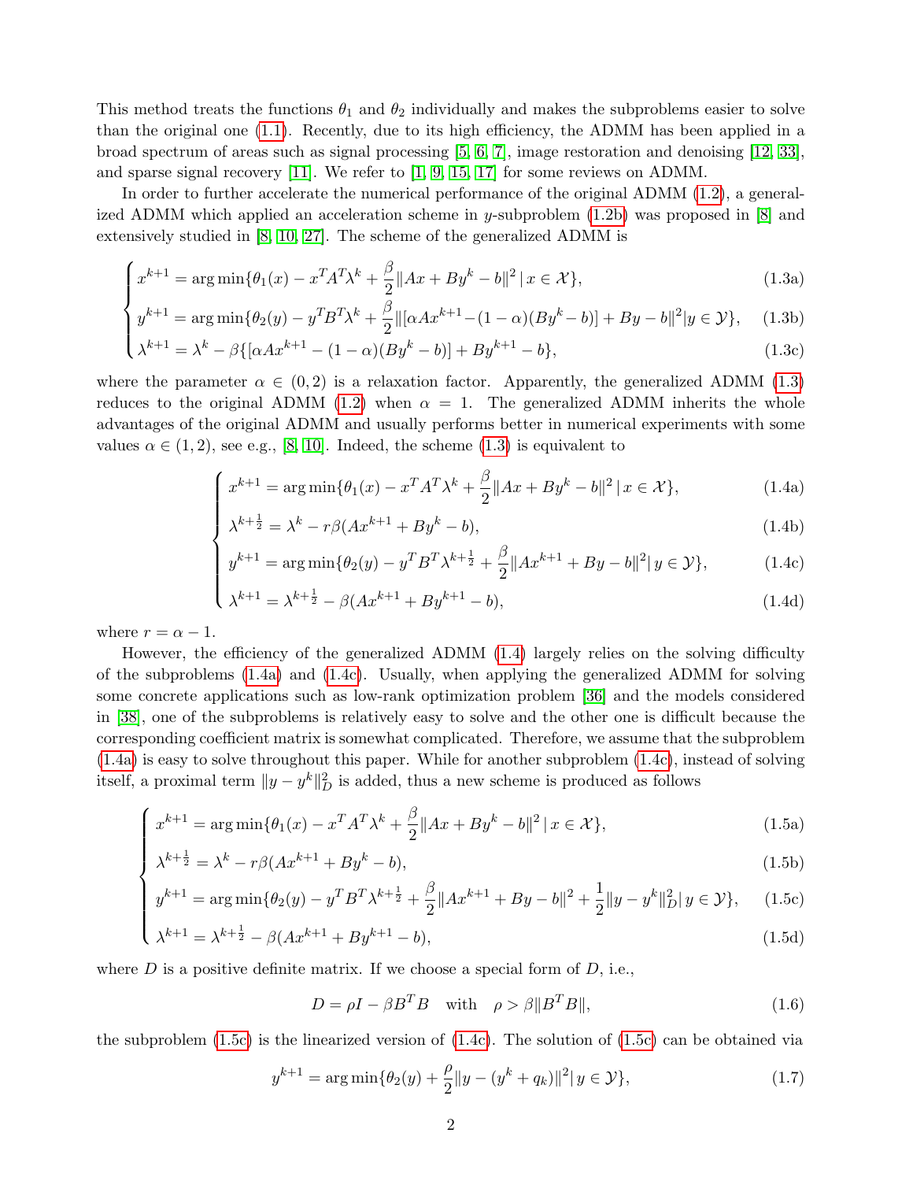This method treats the functions $\theta_1$ and $\theta_2$ individually and makes the subproblems easier to solve than the original one (1.1). Recently, due to its high efficiency, the ADMM has been applied in a broad spectrum of areas such as signal processing [5, 6, 7], image restoration and denoising [12, 33], and sparse signal recovery [11]. We refer to [1, 9, 15, 17] for some reviews on ADMM.

In order to further accelerate the numerical performance of the original ADMM (1.2), a generalized ADMM which applied an acceleration scheme in $y$-subproblem (1.2b) was proposed in [8] and extensively studied in [8, 10, 27]. The scheme of the generalized ADMM is

$$
\begin{cases}
x^{k+1} = \arg\min\{\theta_1(x) - x^T A^T \lambda^k + \frac{\beta}{2}\|Ax + By^k - b\|^2 \,|\, x \in \mathcal{X}\}, & (1.3a)\\
y^{k+1} = \arg\min\{\theta_2(y) - y^T B^T \lambda^k + \frac{\beta}{2}\|[\alpha A x^{k+1} - (1-\alpha)(By^k - b)] + By - b\|^2 | y \in \mathcal{Y}\}, & (1.3b)\\
\lambda^{k+1} = \lambda^k - \beta\{[\alpha A x^{k+1} - (1-\alpha)(By^k - b)] + By^{k+1} - b\}, & (1.3c)
\end{cases}
$$

where the parameter $\alpha \in (0,2)$ is a relaxation factor. Apparently, the generalized ADMM (1.3) reduces to the original ADMM (1.2) when $\alpha = 1$. The generalized ADMM inherits the whole advantages of the original ADMM and usually performs better in numerical experiments with some values $\alpha \in (1,2)$, see e.g., [8, 10]. Indeed, the scheme (1.3) is equivalent to

$$
\begin{cases}
x^{k+1} = \arg\min\{\theta_1(x) - x^T A^T \lambda^k + \frac{\beta}{2}\|Ax + By^k - b\|^2 \,|\, x \in \mathcal{X}\}, & (1.4a)\\
\lambda^{k+\frac{1}{2}} = \lambda^k - r\beta(Ax^{k+1} + By^k - b), & (1.4b)\\
y^{k+1} = \arg\min\{\theta_2(y) - y^T B^T \lambda^{k+\frac{1}{2}} + \frac{\beta}{2}\|Ax^{k+1} + By - b\|^2 | y \in \mathcal{Y}\}, & (1.4c)\\
\lambda^{k+1} = \lambda^{k+\frac{1}{2}} - \beta(Ax^{k+1} + By^{k+1} - b), & (1.4d)
\end{cases}
$$

where $r = \alpha - 1$.

However, the efficiency of the generalized ADMM (1.4) largely relies on the solving difficulty of the subproblems (1.4a) and (1.4c). Usually, when applying the generalized ADMM for solving some concrete applications such as low-rank optimization problem [36] and the models considered in [38], one of the subproblems is relatively easy to solve and the other one is difficult because the corresponding coefficient matrix is somewhat complicated. Therefore, we assume that the subproblem (1.4a) is easy to solve throughout this paper. While for another subproblem (1.4c), instead of solving itself, a proximal term $\|y - y^k\|_D^2$ is added, thus a new scheme is produced as follows

$$
\begin{cases}
x^{k+1} = \arg\min\{\theta_1(x) - x^T A^T \lambda^k + \frac{\beta}{2}\|Ax + By^k - b\|^2 \,|\, x \in \mathcal{X}\}, & (1.5a)\\
\lambda^{k+\frac{1}{2}} = \lambda^k - r\beta(Ax^{k+1} + By^k - b), & (1.5b)\\
y^{k+1} = \arg\min\{\theta_2(y) - y^T B^T \lambda^{k+\frac{1}{2}} + \frac{\beta}{2}\|Ax^{k+1} + By - b\|^2 + \frac{1}{2}\|y - y^k\|_D^2 | \, y \in \mathcal{Y}\}, & (1.5c)\\
\lambda^{k+1} = \lambda^{k+\frac{1}{2}} - \beta(Ax^{k+1} + By^{k+1} - b), & (1.5d)
\end{cases}
$$

where $D$ is a positive definite matrix. If we choose a special form of $D$, i.e.,

$$
D = \rho I - \beta B^T B \quad \text{with} \quad \rho > \beta\|B^T B\|, \tag{1.6}
$$

the subproblem (1.5c) is the linearized version of (1.4c). The solution of (1.5c) can be obtained via

$$
y^{k+1} = \arg\min\{\theta_2(y) + \frac{\rho}{2}\|y - (y^k + q_k)\|^2 | \, y \in \mathcal{Y}\}, \tag{1.7}
$$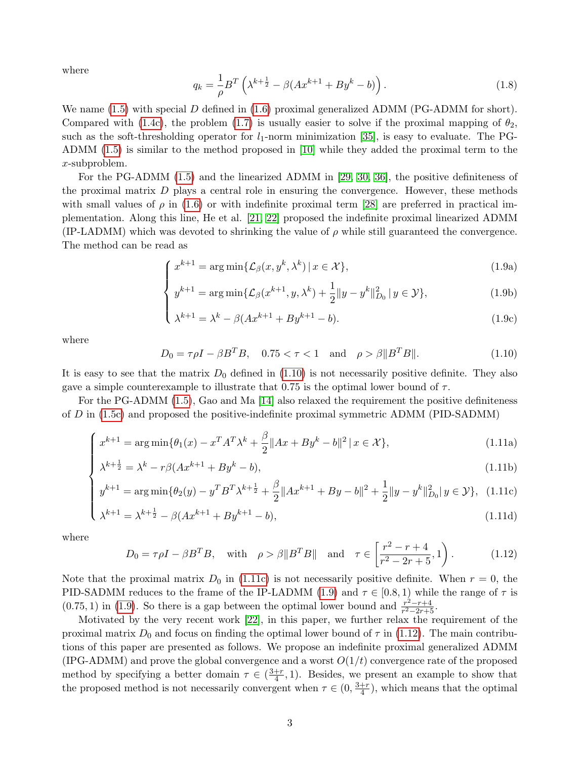where

$$q_k = \frac{1}{\rho} B^T \left( \lambda^{k+\frac{1}{2}} - \beta(Ax^{k+1} + By^k - b) \right). \tag{1.8}$$

We name (1.5) with special $D$ defined in (1.6) proximal generalized ADMM (PG-ADMM for short). Compared with (1.4c), the problem (1.7) is usually easier to solve if the proximal mapping of $\theta_2$, such as the soft-thresholding operator for $l_1$-norm minimization [35], is easy to evaluate. The PG-ADMM (1.5) is similar to the method proposed in [10] while they added the proximal term to the $x$-subproblem.

For the PG-ADMM (1.5) and the linearized ADMM in [29, 30, 36], the positive definiteness of the proximal matrix $D$ plays a central role in ensuring the convergence. However, these methods with small values of $\rho$ in (1.6) or with indefinite proximal term [28] are preferred in practical implementation. Along this line, He et al. [21, 22] proposed the indefinite proximal linearized ADMM (IP-LADMM) which was devoted to shrinking the value of $\rho$ while still guaranteed the convergence. The method can be read as

$$\begin{cases} x^{k+1} = \arg\min\{\mathcal{L}_\beta(x, y^k, \lambda^k) \,|\, x \in \mathcal{X}\}, & (1.9a) \\ y^{k+1} = \arg\min\{\mathcal{L}_\beta(x^{k+1}, y, \lambda^k) + \frac{1}{2}\|y - y^k\|^2_{D_0} \,|\, y \in \mathcal{Y}\}, & (1.9b) \\ \lambda^{k+1} = \lambda^k - \beta(Ax^{k+1} + By^{k+1} - b). & (1.9c) \end{cases}$$

where

$$D_0 = \tau\rho I - \beta B^T B, \quad 0.75 < \tau < 1 \quad \text{and} \quad \rho > \beta\|B^T B\|. \tag{1.10}$$

It is easy to see that the matrix $D_0$ defined in (1.10) is not necessarily positive definite. They also gave a simple counterexample to illustrate that 0.75 is the optimal lower bound of $\tau$.

For the PG-ADMM (1.5), Gao and Ma [14] also relaxed the requirement the positive definiteness of $D$ in (1.5c) and proposed the positive-indefinite proximal symmetric ADMM (PID-SADMM)

$$\begin{cases} x^{k+1} = \arg\min\{\theta_1(x) - x^T A^T \lambda^k + \frac{\beta}{2}\|Ax + By^k - b\|^2 \,|\, x \in \mathcal{X}\}, & (1.11a) \\ \lambda^{k+\frac{1}{2}} = \lambda^k - r\beta(Ax^{k+1} + By^k - b), & (1.11b) \\ y^{k+1} = \arg\min\{\theta_2(y) - y^T B^T \lambda^{k+\frac{1}{2}} + \frac{\beta}{2}\|Ax^{k+1} + By - b\|^2 + \frac{1}{2}\|y - y^k\|^2_{D_0} \,|\, y \in \mathcal{Y}\}, & (1.11c) \\ \lambda^{k+1} = \lambda^{k+\frac{1}{2}} - \beta(Ax^{k+1} + By^{k+1} - b), & (1.11d) \end{cases}$$

where

$$D_0 = \tau\rho I - \beta B^T B, \quad \text{with} \quad \rho > \beta\|B^T B\| \quad \text{and} \quad \tau \in \left[\frac{r^2 - r + 4}{r^2 - 2r + 5}, 1\right). \tag{1.12}$$

Note that the proximal matrix $D_0$ in (1.11c) is not necessarily positive definite. When $r = 0$, the PID-SADMM reduces to the frame of the IP-LADMM (1.9) and $\tau \in [0.8, 1)$ while the range of $\tau$ is $(0.75, 1)$ in (1.9). So there is a gap between the optimal lower bound and $\frac{r^2-r+4}{r^2-2r+5}$.

Motivated by the very recent work [22], in this paper, we further relax the requirement of the proximal matrix $D_0$ and focus on finding the optimal lower bound of $\tau$ in (1.12). The main contributions of this paper are presented as follows. We propose an indefinite proximal generalized ADMM (IPG-ADMM) and prove the global convergence and a worst $O(1/t)$ convergence rate of the proposed method by specifying a better domain $\tau \in (\frac{3+r}{4}, 1)$. Besides, we present an example to show that the proposed method is not necessarily convergent when $\tau \in (0, \frac{3+r}{4})$, which means that the optimal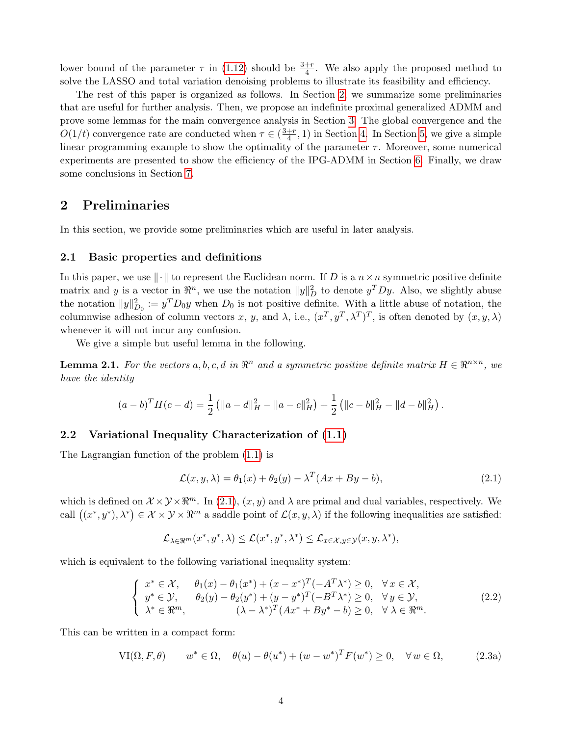lower bound of the parameter $\tau$ in (1.12) should be $\frac{3+r}{4}$. We also apply the proposed method to solve the LASSO and total variation denoising problems to illustrate its feasibility and efficiency.

The rest of this paper is organized as follows. In Section 2, we summarize some preliminaries that are useful for further analysis. Then, we propose an indefinite proximal generalized ADMM and prove some lemmas for the main convergence analysis in Section 3. The global convergence and the $O(1/t)$ convergence rate are conducted when $\tau \in (\frac{3+r}{4}, 1)$ in Section 4. In Section 5, we give a simple linear programming example to show the optimality of the parameter $\tau$. Moreover, some numerical experiments are presented to show the efficiency of the IPG-ADMM in Section 6. Finally, we draw some conclusions in Section 7.

## 2 Preliminaries

In this section, we provide some preliminaries which are useful in later analysis.

### 2.1 Basic properties and definitions

In this paper, we use $\|\cdot\|$ to represent the Euclidean norm. If $D$ is a $n \times n$ symmetric positive definite matrix and $y$ is a vector in $\Re^n$, we use the notation $\|y\|_D^2$ to denote $y^T D y$. Also, we slightly abuse the notation $\|y\|_{D_0}^2 := y^T D_0 y$ when $D_0$ is not positive definite. With a little abuse of notation, the columnwise adhesion of column vectors $x$, $y$, and $\lambda$, i.e., $(x^T, y^T, \lambda^T)^T$, is often denoted by $(x, y, \lambda)$ whenever it will not incur any confusion.

We give a simple but useful lemma in the following.

**Lemma 2.1.** *For the vectors $a, b, c, d$ in $\Re^n$ and a symmetric positive definite matrix $H \in \Re^{n\times n}$, we have the identity*

$$(a-b)^T H (c-d) = \frac{1}{2}\left(\|a-d\|_H^2 - \|a-c\|_H^2\right) + \frac{1}{2}\left(\|c-b\|_H^2 - \|d-b\|_H^2\right).$$

### 2.2 Variational Inequality Characterization of (1.1)

The Lagrangian function of the problem (1.1) is

$$\mathcal{L}(x, y, \lambda) = \theta_1(x) + \theta_2(y) - \lambda^T (Ax + By - b), \tag{2.1}$$

which is defined on $\mathcal{X} \times \mathcal{Y} \times \Re^m$. In (2.1), $(x, y)$ and $\lambda$ are primal and dual variables, respectively. We call $\left((x^*, y^*), \lambda^*\right) \in \mathcal{X} \times \mathcal{Y} \times \Re^m$ a saddle point of $\mathcal{L}(x, y, \lambda)$ if the following inequalities are satisfied:

$$\mathcal{L}_{\lambda \in \Re^m}(x^*, y^*, \lambda) \le \mathcal{L}(x^*, y^*, \lambda^*) \le \mathcal{L}_{x \in \mathcal{X}, y \in \mathcal{Y}}(x, y, \lambda^*),$$

which is equivalent to the following variational inequality system:

$$\left\{\begin{array}{lll} x^* \in \mathcal{X}, & \theta_1(x) - \theta_1(x^*) + (x - x^*)^T(-A^T\lambda^*) \ge 0, & \forall\, x \in \mathcal{X}, \\ y^* \in \mathcal{Y}, & \theta_2(y) - \theta_2(y^*) + (y - y^*)^T(-B^T\lambda^*) \ge 0, & \forall\, y \in \mathcal{Y}, \\ \lambda^* \in \Re^m, & (\lambda - \lambda^*)^T(Ax^* + By^* - b) \ge 0, & \forall\, \lambda \in \Re^m. \end{array}\right. \tag{2.2}$$

This can be written in a compact form:

$$\mathrm{VI}(\Omega, F, \theta) \qquad w^* \in \Omega, \quad \theta(u) - \theta(u^*) + (w - w^*)^T F(w^*) \ge 0, \quad \forall\, w \in \Omega, \tag{2.3a}$$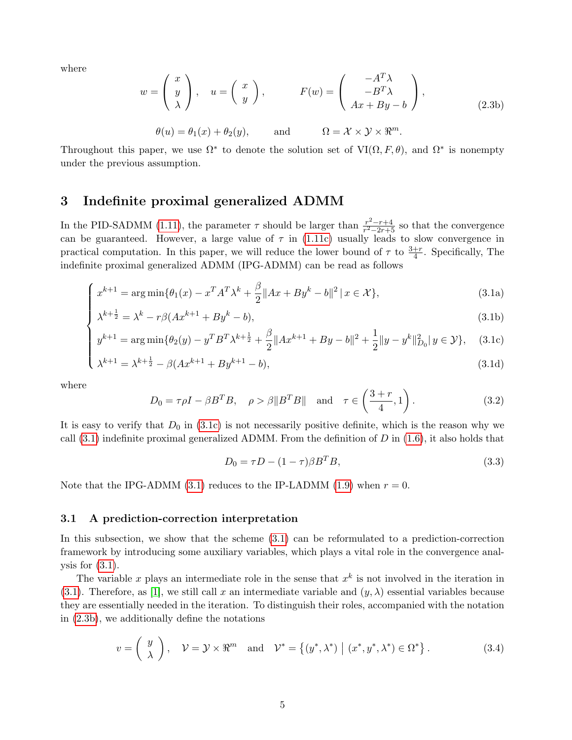where

$$
w = \begin{pmatrix} x \\ y \\ \lambda \end{pmatrix}, \quad u = \begin{pmatrix} x \\ y \end{pmatrix}, \qquad F(w) = \begin{pmatrix} -A^T\lambda \\ -B^T\lambda \\ Ax + By - b \end{pmatrix}, \tag{2.3b}
$$

$$
\theta(u) = \theta_1(x) + \theta_2(y), \qquad \text{and} \qquad \Omega = \mathcal{X} \times \mathcal{Y} \times \Re^m.
$$

Throughout this paper, we use $\Omega^*$ to denote the solution set of VI($\Omega, F, \theta$), and $\Omega^*$ is nonempty under the previous assumption.

## 3 Indefinite proximal generalized ADMM

In the PID-SADMM (1.11), the parameter $\tau$ should be larger than $\frac{r^2-r+4}{r^2-2r+5}$ so that the convergence can be guaranteed. However, a large value of $\tau$ in (1.11c) usually leads to slow convergence in practical computation. In this paper, we will reduce the lower bound of $\tau$ to $\frac{3+r}{4}$. Specifically, The indefinite proximal generalized ADMM (IPG-ADMM) can be read as follows

$$
\begin{cases}
x^{k+1} = \arg\min\{\theta_1(x) - x^T A^T \lambda^k + \frac{\beta}{2}\|Ax + By^k - b\|^2 \,|\, x \in \mathcal{X}\}, & (3.1a) \\
\lambda^{k+\frac{1}{2}} = \lambda^k - r\beta(Ax^{k+1} + By^k - b), & (3.1b) \\
y^{k+1} = \arg\min\{\theta_2(y) - y^T B^T \lambda^{k+\frac{1}{2}} + \frac{\beta}{2}\|Ax^{k+1} + By - b\|^2 + \frac{1}{2}\|y - y^k\|^2_{D_0} \,|\, y \in \mathcal{Y}\}, & (3.1c) \\
\lambda^{k+1} = \lambda^{k+\frac{1}{2}} - \beta(Ax^{k+1} + By^{k+1} - b), & (3.1d)
\end{cases}
$$

where

$$
D_0 = \tau\rho I - \beta B^T B, \quad \rho > \beta\|B^T B\| \quad \text{and} \quad \tau \in \left(\frac{3+r}{4}, 1\right). \tag{3.2}
$$

It is easy to verify that $D_0$ in (3.1c) is not necessarily positive definite, which is the reason why we call (3.1) indefinite proximal generalized ADMM. From the definition of $D$ in (1.6), it also holds that

$$
D_0 = \tau D - (1-\tau)\beta B^T B, \tag{3.3}
$$

Note that the IPG-ADMM (3.1) reduces to the IP-LADMM (1.9) when $r = 0$.

### 3.1 A prediction-correction interpretation

In this subsection, we show that the scheme (3.1) can be reformulated to a prediction-correction framework by introducing some auxiliary variables, which plays a vital role in the convergence analysis for (3.1).

The variable $x$ plays an intermediate role in the sense that $x^k$ is not involved in the iteration in (3.1). Therefore, as [1], we still call $x$ an intermediate variable and $(y, \lambda)$ essential variables because they are essentially needed in the iteration. To distinguish their roles, accompanied with the notation in (2.3b), we additionally define the notations

$$
v = \begin{pmatrix} y \\ \lambda \end{pmatrix}, \quad \mathcal{V} = \mathcal{Y} \times \Re^m \quad \text{and} \quad \mathcal{V}^* = \left\{(y^*, \lambda^*) \,\middle|\, (x^*, y^*, \lambda^*) \in \Omega^*\right\}. \tag{3.4}
$$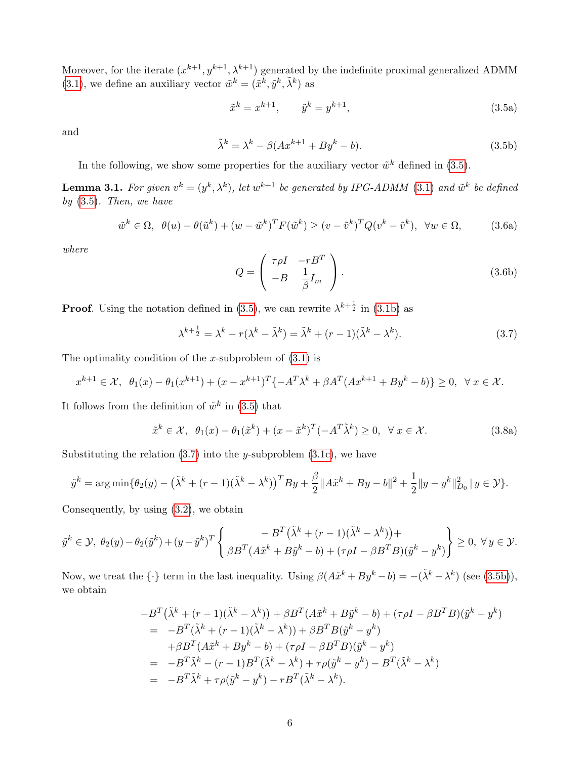Moreover, for the iterate $(x^{k+1}, y^{k+1}, \lambda^{k+1})$ generated by the indefinite proximal generalized ADMM (3.1), we define an auxiliary vector $\tilde{w}^k = (\tilde{x}^k, \tilde{y}^k, \tilde{\lambda}^k)$ as

$$\tilde{x}^k = x^{k+1}, \qquad \tilde{y}^k = y^{k+1}, \tag{3.5a}$$

and

$$\tilde{\lambda}^k = \lambda^k - \beta(Ax^{k+1} + By^k - b). \tag{3.5b}$$

In the following, we show some properties for the auxiliary vector $\tilde{w}^k$ defined in (3.5).

**Lemma 3.1.** *For given $v^k = (y^k, \lambda^k)$, let $w^{k+1}$ be generated by IPG-ADMM (3.1) and $\tilde{w}^k$ be defined by (3.5). Then, we have*

$$\tilde{w}^k \in \Omega, \;\; \theta(u) - \theta(\tilde{u}^k) + (w - \tilde{w}^k)^T F(\tilde{w}^k) \geq (v - \tilde{v}^k)^T Q(v^k - \tilde{v}^k), \;\; \forall w \in \Omega, \tag{3.6a}$$

*where*

$$Q = \begin{pmatrix} \tau\rho I & -rB^T \\ -B & \dfrac{1}{\beta} I_m \end{pmatrix}. \tag{3.6b}$$

**Proof**. Using the notation defined in (3.5), we can rewrite $\lambda^{k+\frac{1}{2}}$ in (3.1b) as

$$\lambda^{k+\frac{1}{2}} = \lambda^k - r(\lambda^k - \tilde{\lambda}^k) = \tilde{\lambda}^k + (r-1)(\tilde{\lambda}^k - \lambda^k). \tag{3.7}$$

The optimality condition of the $x$-subproblem of (3.1) is

$$x^{k+1} \in \mathcal{X}, \;\; \theta_1(x) - \theta_1(x^{k+1}) + (x - x^{k+1})^T \{-A^T\lambda^k + \beta A^T(Ax^{k+1} + By^k - b)\} \geq 0, \;\; \forall\, x \in \mathcal{X}.$$

It follows from the definition of $\tilde{w}^k$ in (3.5) that

$$\tilde{x}^k \in \mathcal{X}, \;\; \theta_1(x) - \theta_1(\tilde{x}^k) + (x - \tilde{x}^k)^T(-A^T\tilde{\lambda}^k) \geq 0, \;\; \forall\, x \in \mathcal{X}. \tag{3.8a}$$

Substituting the relation (3.7) into the $y$-subproblem (3.1c), we have

$$\tilde{y}^k = \arg\min\{\theta_2(y) - \big(\tilde{\lambda}^k + (r-1)(\tilde{\lambda}^k - \lambda^k)\big)^T By + \frac{\beta}{2}\|A\tilde{x}^k + By - b\|^2 + \frac{1}{2}\|y - y^k\|^2_{D_0} \,|\, y \in \mathcal{Y}\}.$$

Consequently, by using (3.2), we obtain

$$\tilde{y}^k \in \mathcal{Y}, \; \theta_2(y) - \theta_2(\tilde{y}^k) + (y - \tilde{y}^k)^T \left\{ \begin{array}{c} -B^T\big(\tilde{\lambda}^k + (r-1)(\tilde{\lambda}^k - \lambda^k)\big) + \\ \beta B^T(A\tilde{x}^k + B\tilde{y}^k - b) + (\tau\rho I - \beta B^T B)(\tilde{y}^k - y^k) \end{array} \right\} \geq 0, \; \forall\, y \in \mathcal{Y}.$$

Now, we treat the $\{\cdot\}$ term in the last inequality. Using $\beta(A\tilde{x}^k + By^k - b) = -(\tilde{\lambda}^k - \lambda^k)$ (see (3.5b)), we obtain

$$\begin{aligned}
&-B^T\big(\tilde{\lambda}^k + (r-1)(\tilde{\lambda}^k - \lambda^k)\big) + \beta B^T(A\tilde{x}^k + B\tilde{y}^k - b) + (\tau\rho I - \beta B^T B)(\tilde{y}^k - y^k) \\
&= \;\; -B^T(\tilde{\lambda}^k + (r-1)(\tilde{\lambda}^k - \lambda^k)) + \beta B^T B(\tilde{y}^k - y^k) \\
&\quad\;\; + \beta B^T(A\tilde{x}^k + By^k - b) + (\tau\rho I - \beta B^T B)(\tilde{y}^k - y^k) \\
&= \;\; -B^T\tilde{\lambda}^k - (r-1)B^T(\tilde{\lambda}^k - \lambda^k) + \tau\rho(\tilde{y}^k - y^k) - B^T(\tilde{\lambda}^k - \lambda^k) \\
&= \;\; -B^T\tilde{\lambda}^k + \tau\rho(\tilde{y}^k - y^k) - rB^T(\tilde{\lambda}^k - \lambda^k).
\end{aligned}$$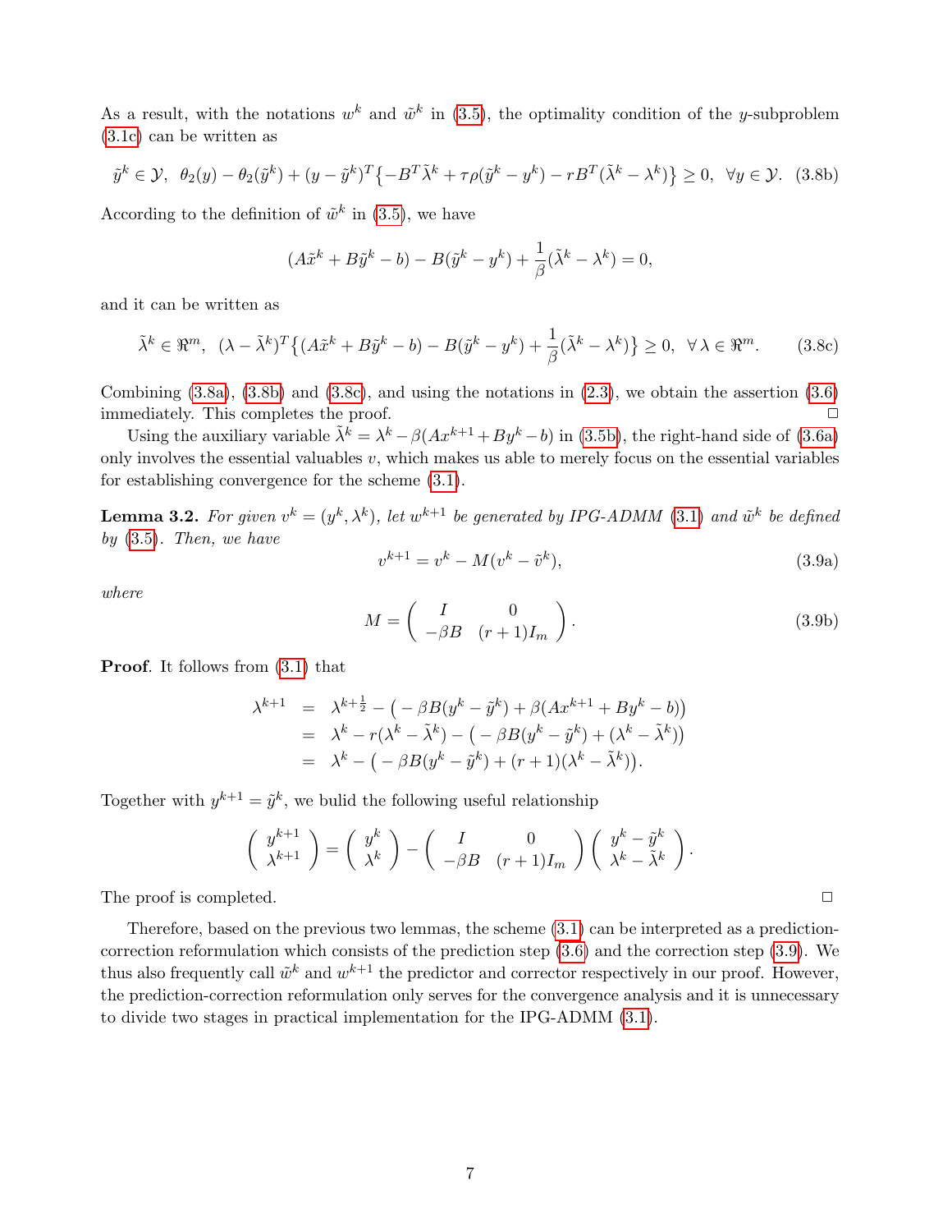As a result, with the notations $w^k$ and $\tilde{w}^k$ in (3.5), the optimality condition of the $y$-subproblem (3.1c) can be written as

$$\tilde{y}^k \in \mathcal{Y}, \;\; \theta_2(y) - \theta_2(\tilde{y}^k) + (y - \tilde{y}^k)^T\big\{-B^T\tilde{\lambda}^k + \tau\rho(\tilde{y}^k - y^k) - rB^T(\tilde{\lambda}^k - \lambda^k)\big\} \geq 0, \;\; \forall y \in \mathcal{Y}. \quad (3.8b)$$

According to the definition of $\tilde{w}^k$ in (3.5), we have

$$(A\tilde{x}^k + B\tilde{y}^k - b) - B(\tilde{y}^k - y^k) + \frac{1}{\beta}(\tilde{\lambda}^k - \lambda^k) = 0,$$

and it can be written as

$$\tilde{\lambda}^k \in \Re^m, \;\; (\lambda - \tilde{\lambda}^k)^T\big\{(A\tilde{x}^k + B\tilde{y}^k - b) - B(\tilde{y}^k - y^k) + \frac{1}{\beta}(\tilde{\lambda}^k - \lambda^k)\big\} \geq 0, \;\; \forall\, \lambda \in \Re^m. \quad (3.8c)$$

Combining (3.8a), (3.8b) and (3.8c), and using the notations in (2.3), we obtain the assertion (3.6) immediately. This completes the proof. $\square$

Using the auxiliary variable $\tilde{\lambda}^k = \lambda^k - \beta(Ax^{k+1} + By^k - b)$ in (3.5b), the right-hand side of (3.6a) only involves the essential valuables $v$, which makes us able to merely focus on the essential variables for establishing convergence for the scheme (3.1).

**Lemma 3.2.** *For given $v^k = (y^k, \lambda^k)$, let $w^{k+1}$ be generated by IPG-ADMM (3.1) and $\tilde{w}^k$ be defined by (3.5). Then, we have*

$$v^{k+1} = v^k - M(v^k - \tilde{v}^k), \quad (3.9a)$$

*where*

$$M = \begin{pmatrix} I & 0 \\ -\beta B & (r+1)I_m \end{pmatrix}. \quad (3.9b)$$

**Proof**. It follows from (3.1) that

$$\begin{aligned}
\lambda^{k+1} &= \lambda^{k+\frac{1}{2}} - \big(-\beta B(y^k - \tilde{y}^k) + \beta(Ax^{k+1} + By^k - b)\big) \\
&= \lambda^k - r(\lambda^k - \tilde{\lambda}^k) - \big(-\beta B(y^k - \tilde{y}^k) + (\lambda^k - \tilde{\lambda}^k)\big) \\
&= \lambda^k - \big(-\beta B(y^k - \tilde{y}^k) + (r+1)(\lambda^k - \tilde{\lambda}^k)\big).
\end{aligned}$$

Together with $y^{k+1} = \tilde{y}^k$, we bulid the following useful relationship

$$\begin{pmatrix} y^{k+1} \\ \lambda^{k+1} \end{pmatrix} = \begin{pmatrix} y^k \\ \lambda^k \end{pmatrix} - \begin{pmatrix} I & 0 \\ -\beta B & (r+1)I_m \end{pmatrix}\begin{pmatrix} y^k - \tilde{y}^k \\ \lambda^k - \tilde{\lambda}^k \end{pmatrix}.$$

The proof is completed. $\square$

Therefore, based on the previous two lemmas, the scheme (3.1) can be interpreted as a prediction-correction reformulation which consists of the prediction step (3.6) and the correction step (3.9). We thus also frequently call $\tilde{w}^k$ and $w^{k+1}$ the predictor and corrector respectively in our proof. However, the prediction-correction reformulation only serves for the convergence analysis and it is unnecessary to divide two stages in practical implementation for the IPG-ADMM (3.1).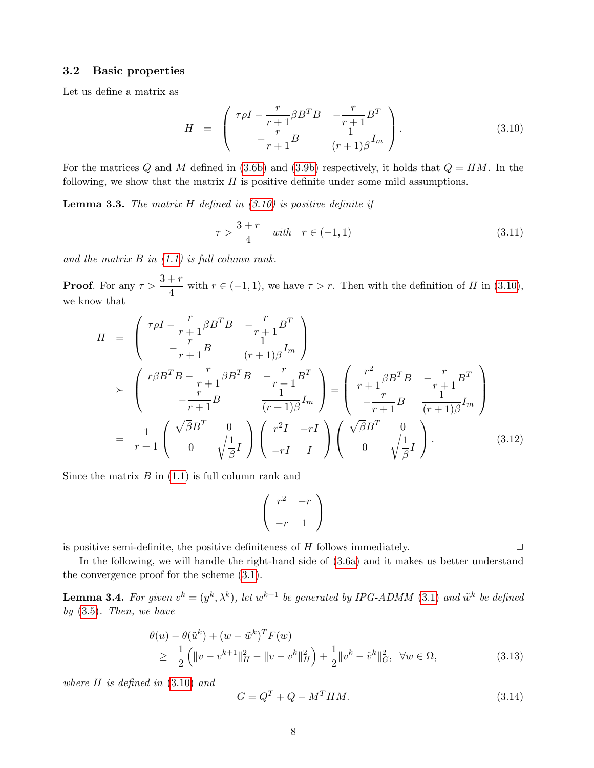### 3.2 Basic properties

Let us define a matrix as

$$
H = \begin{pmatrix} \tau\rho I - \dfrac{r}{r+1}\beta B^T B & -\dfrac{r}{r+1}B^T \\ -\dfrac{r}{r+1}B & \dfrac{1}{(r+1)\beta}I_m \end{pmatrix}. \tag{3.10}
$$

For the matrices $Q$ and $M$ defined in (3.6b) and (3.9b) respectively, it holds that $Q = HM$. In the following, we show that the matrix $H$ is positive definite under some mild assumptions.

**Lemma 3.3.** *The matrix $H$ defined in (3.10) is positive definite if*

$$
\tau > \frac{3+r}{4} \quad \textit{with} \quad r \in (-1, 1) \tag{3.11}
$$

*and the matrix $B$ in (1.1) is full column rank.*

**Proof**. For any $\tau > \dfrac{3+r}{4}$ with $r \in (-1,1)$, we have $\tau > r$. Then with the definition of $H$ in (3.10), we know that

$$
\begin{aligned}
H &= \begin{pmatrix} \tau\rho I - \dfrac{r}{r+1}\beta B^T B & -\dfrac{r}{r+1}B^T \\ -\dfrac{r}{r+1}B & \dfrac{1}{(r+1)\beta}I_m \end{pmatrix} \\
&\succ \begin{pmatrix} r\beta B^T B - \dfrac{r}{r+1}\beta B^T B & -\dfrac{r}{r+1}B^T \\ -\dfrac{r}{r+1}B & \dfrac{1}{(r+1)\beta}I_m \end{pmatrix} = \begin{pmatrix} \dfrac{r^2}{r+1}\beta B^T B & -\dfrac{r}{r+1}B^T \\ -\dfrac{r}{r+1}B & \dfrac{1}{(r+1)\beta}I_m \end{pmatrix} \\
&= \frac{1}{r+1}\begin{pmatrix} \sqrt{\beta}B^T & 0 \\ 0 & \sqrt{\dfrac{1}{\beta}}I \end{pmatrix} \begin{pmatrix} r^2 I & -rI \\ -rI & I \end{pmatrix} \begin{pmatrix} \sqrt{\beta}B^T & 0 \\ 0 & \sqrt{\dfrac{1}{\beta}}I \end{pmatrix}.
\end{aligned} \tag{3.12}
$$

Since the matrix $B$ in (1.1) is full column rank and

$$
\begin{pmatrix} r^2 & -r \\ -r & 1 \end{pmatrix}
$$

is positive semi-definite, the positive definiteness of $H$ follows immediately. $\square$

In the following, we will handle the right-hand side of (3.6a) and it makes us better understand the convergence proof for the scheme (3.1).

**Lemma 3.4.** *For given $v^k = (y^k, \lambda^k)$, let $w^{k+1}$ be generated by IPG-ADMM (3.1) and $\tilde{w}^k$ be defined by (3.5). Then, we have*

$$
\begin{aligned}
&\theta(u) - \theta(\tilde{u}^k) + (w - \tilde{w}^k)^T F(w) \\
&\quad \geq \frac{1}{2}\left(\|v - v^{k+1}\|_H^2 - \|v - v^k\|_H^2\right) + \frac{1}{2}\|v^k - \tilde{v}^k\|_G^2, \ \ \forall w \in \Omega,
\end{aligned} \tag{3.13}
$$

*where $H$ is defined in (3.10) and*

$$
G = Q^T + Q - M^T H M. \tag{3.14}
$$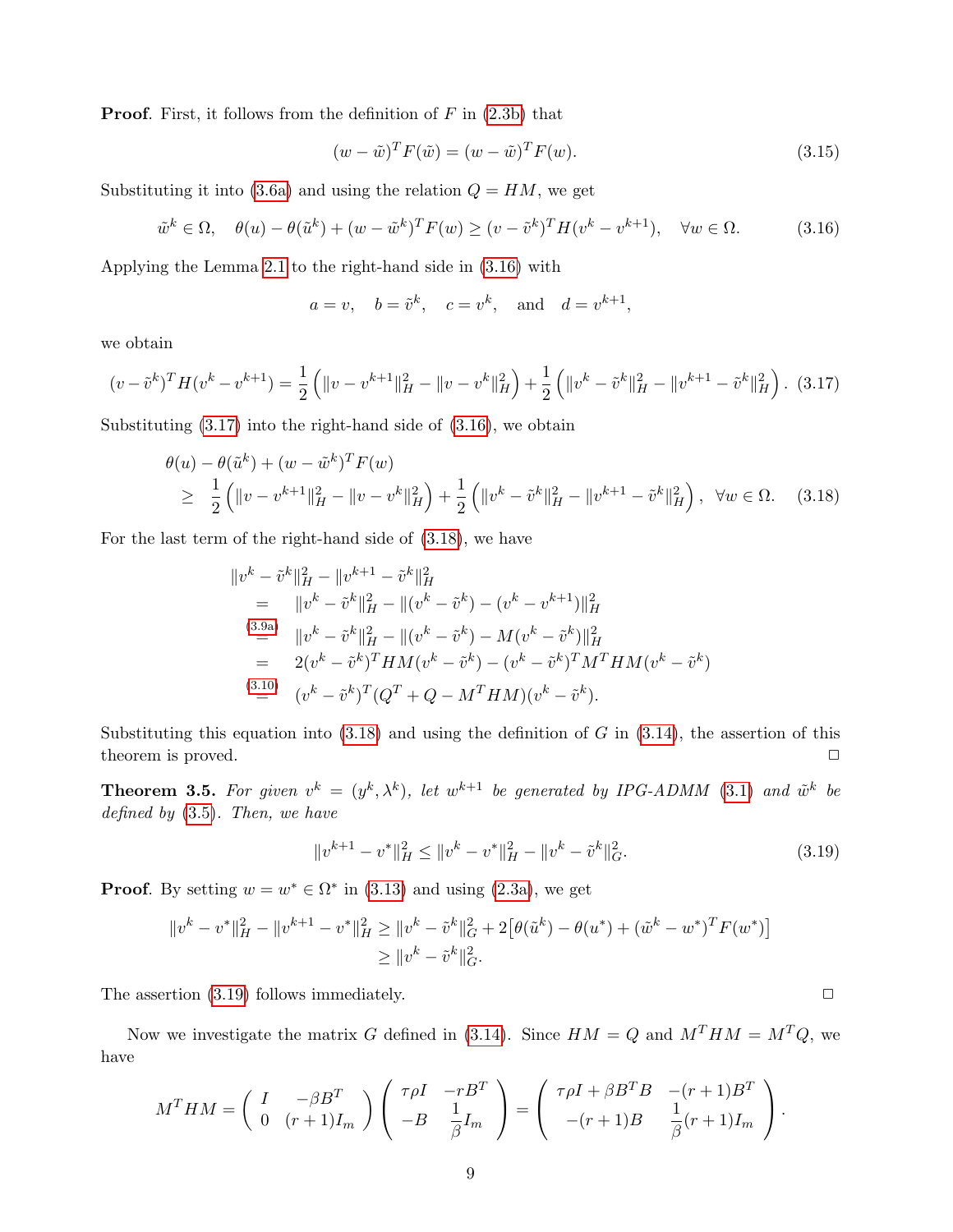**Proof**. First, it follows from the definition of $F$ in (2.3b) that

$$(w - \tilde{w})^T F(\tilde{w}) = (w - \tilde{w})^T F(w). \tag{3.15}$$

Substituting it into (3.6a) and using the relation $Q = HM$, we get

$$\tilde{w}^k \in \Omega, \quad \theta(u) - \theta(\tilde{u}^k) + (w - \tilde{w}^k)^T F(w) \geq (v - \tilde{v}^k)^T H(v^k - v^{k+1}), \quad \forall w \in \Omega. \tag{3.16}$$

Applying the Lemma 2.1 to the right-hand side in (3.16) with

$$a = v, \quad b = \tilde{v}^k, \quad c = v^k, \quad \text{and} \quad d = v^{k+1},$$

we obtain

$$(v - \tilde{v}^k)^T H(v^k - v^{k+1}) = \frac{1}{2}\left(\|v - v^{k+1}\|_H^2 - \|v - v^k\|_H^2\right) + \frac{1}{2}\left(\|v^k - \tilde{v}^k\|_H^2 - \|v^{k+1} - \tilde{v}^k\|_H^2\right). \tag{3.17}$$

Substituting (3.17) into the right-hand side of (3.16), we obtain

$$\begin{aligned} &\theta(u) - \theta(\tilde{u}^k) + (w - \tilde{w}^k)^T F(w) \\ &\geq \ \frac{1}{2}\left(\|v - v^{k+1}\|_H^2 - \|v - v^k\|_H^2\right) + \frac{1}{2}\left(\|v^k - \tilde{v}^k\|_H^2 - \|v^{k+1} - \tilde{v}^k\|_H^2\right), \quad \forall w \in \Omega. \end{aligned} \tag{3.18}$$

For the last term of the right-hand side of (3.18), we have

$$\begin{aligned} &\|v^k - \tilde{v}^k\|_H^2 - \|v^{k+1} - \tilde{v}^k\|_H^2 \\ &\quad = \quad \|v^k - \tilde{v}^k\|_H^2 - \|(v^k - \tilde{v}^k) - (v^k - v^{k+1})\|_H^2 \\ &\quad \overset{(3.9a)}{=} \quad \|v^k - \tilde{v}^k\|_H^2 - \|(v^k - \tilde{v}^k) - M(v^k - \tilde{v}^k)\|_H^2 \\ &\quad = \quad 2(v^k - \tilde{v}^k)^T HM(v^k - \tilde{v}^k) - (v^k - \tilde{v}^k)^T M^T HM(v^k - \tilde{v}^k) \\ &\quad \overset{(3.10)}{=} \quad (v^k - \tilde{v}^k)^T (Q^T + Q - M^T HM)(v^k - \tilde{v}^k). \end{aligned}$$

Substituting this equation into (3.18) and using the definition of $G$ in (3.14), the assertion of this theorem is proved. □

**Theorem 3.5.** *For given $v^k = (y^k, \lambda^k)$, let $w^{k+1}$ be generated by IPG-ADMM (3.1) and $\tilde{w}^k$ be defined by (3.5). Then, we have*

$$\|v^{k+1} - v^*\|_H^2 \leq \|v^k - v^*\|_H^2 - \|v^k - \tilde{v}^k\|_G^2. \tag{3.19}$$

**Proof**. By setting $w = w^* \in \Omega^*$ in (3.13) and using (2.3a), we get

$$\begin{aligned} \|v^k - v^*\|_H^2 - \|v^{k+1} - v^*\|_H^2 &\geq \|v^k - \tilde{v}^k\|_G^2 + 2\big[\theta(\tilde{u}^k) - \theta(u^*) + (\tilde{w}^k - w^*)^T F(w^*)\big] \\ &\geq \|v^k - \tilde{v}^k\|_G^2. \end{aligned}$$

The assertion (3.19) follows immediately. □

Now we investigate the matrix $G$ defined in (3.14). Since $HM = Q$ and $M^T HM = M^T Q$, we have

$$M^T HM = \begin{pmatrix} I & -\beta B^T \\ 0 & (r+1)I_m \end{pmatrix} \begin{pmatrix} \tau\rho I & -rB^T \\ -B & \frac{1}{\beta}I_m \end{pmatrix} = \begin{pmatrix} \tau\rho I + \beta B^T B & -(r+1)B^T \\ -(r+1)B & \frac{1}{\beta}(r+1)I_m \end{pmatrix}.$$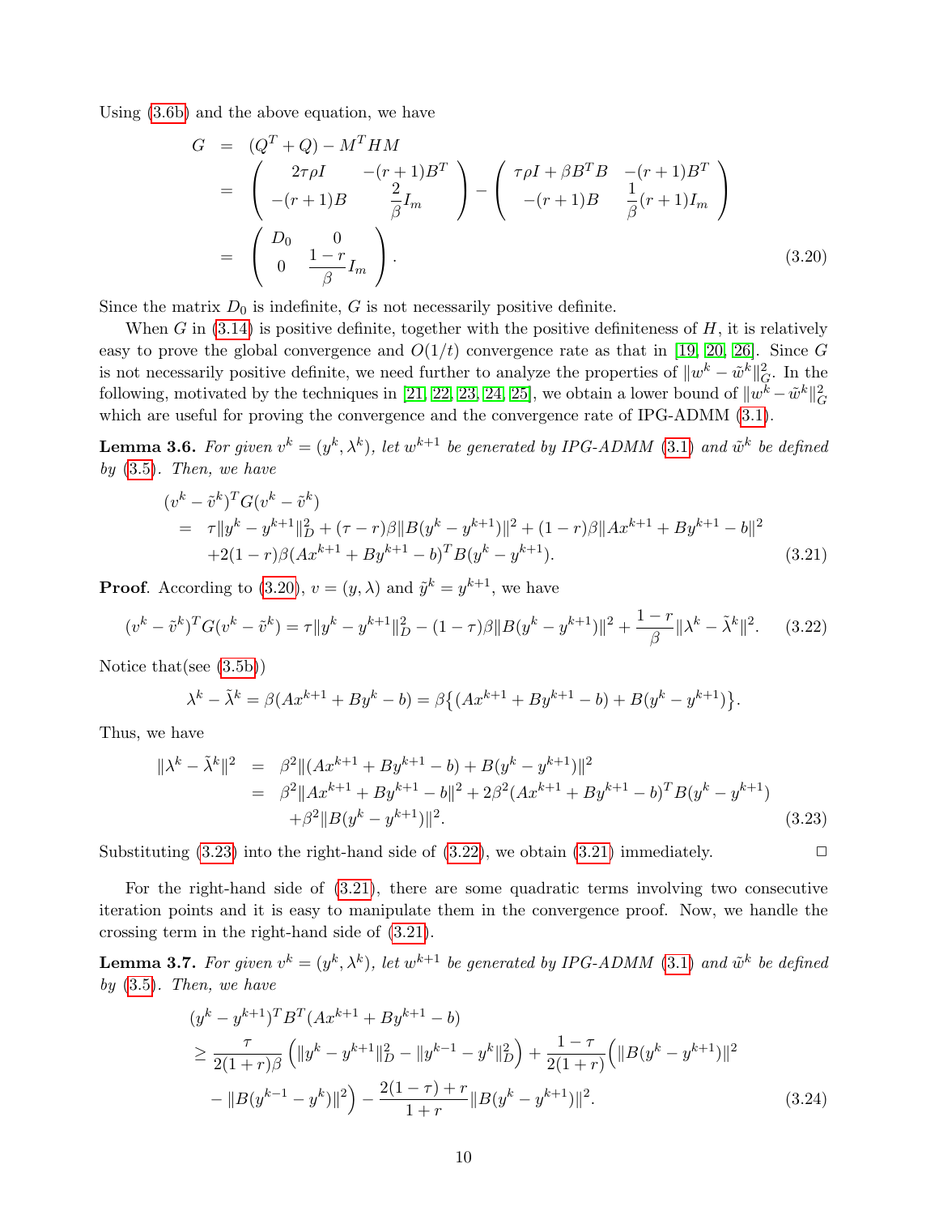Using (3.6b) and the above equation, we have

$$
\begin{aligned}
G &= (Q^T + Q) - M^T H M \\
&= \begin{pmatrix} 2\tau\rho I & -(r+1)B^T \\ -(r+1)B & \dfrac{2}{\beta} I_m \end{pmatrix} - \begin{pmatrix} \tau\rho I + \beta B^T B & -(r+1)B^T \\ -(r+1)B & \dfrac{1}{\beta}(r+1) I_m \end{pmatrix} \\
&= \begin{pmatrix} D_0 & 0 \\ 0 & \dfrac{1-r}{\beta} I_m \end{pmatrix}. \qquad (3.20)
\end{aligned}
$$

Since the matrix $D_0$ is indefinite, $G$ is not necessarily positive definite.

When $G$ in (3.14) is positive definite, together with the positive definiteness of $H$, it is relatively easy to prove the global convergence and $O(1/t)$ convergence rate as that in [19, 20, 26]. Since $G$ is not necessarily positive definite, we need further to analyze the properties of $\|w^k - \tilde{w}^k\|_G^2$. In the following, motivated by the techniques in [21, 22, 23, 24, 25], we obtain a lower bound of $\|w^k - \tilde{w}^k\|_G^2$ which are useful for proving the convergence and the convergence rate of IPG-ADMM (3.1).

**Lemma 3.6.** *For given $v^k = (y^k, \lambda^k)$, let $w^{k+1}$ be generated by IPG-ADMM (3.1) and $\tilde{w}^k$ be defined by (3.5). Then, we have*

$$
\begin{aligned}
&(v^k - \tilde{v}^k)^T G (v^k - \tilde{v}^k) \\
&= \tau\|y^k - y^{k+1}\|_D^2 + (\tau - r)\beta\|B(y^k - y^{k+1})\|^2 + (1-r)\beta\|Ax^{k+1} + By^{k+1} - b\|^2 \\
&\quad + 2(1-r)\beta(Ax^{k+1} + By^{k+1} - b)^T B(y^k - y^{k+1}). \qquad (3.21)
\end{aligned}
$$

**Proof**. According to (3.20), $v = (y, \lambda)$ and $\tilde{y}^k = y^{k+1}$, we have

$$
(v^k - \tilde{v}^k)^T G (v^k - \tilde{v}^k) = \tau\|y^k - y^{k+1}\|_D^2 - (1-\tau)\beta\|B(y^k - y^{k+1})\|^2 + \frac{1-r}{\beta}\|\lambda^k - \tilde{\lambda}^k\|^2. \qquad (3.22)
$$

Notice that(see (3.5b))

$$
\lambda^k - \tilde{\lambda}^k = \beta(Ax^{k+1} + By^k - b) = \beta\big\{(Ax^{k+1} + By^{k+1} - b) + B(y^k - y^{k+1})\big\}.
$$

Thus, we have

$$
\begin{aligned}
\|\lambda^k - \tilde{\lambda}^k\|^2 &= \beta^2\|(Ax^{k+1} + By^{k+1} - b) + B(y^k - y^{k+1})\|^2 \\
&= \beta^2\|Ax^{k+1} + By^{k+1} - b\|^2 + 2\beta^2(Ax^{k+1} + By^{k+1} - b)^T B(y^k - y^{k+1}) \\
&\quad + \beta^2\|B(y^k - y^{k+1})\|^2. \qquad (3.23)
\end{aligned}
$$

Substituting (3.23) into the right-hand side of (3.22), we obtain (3.21) immediately. $\Box$

For the right-hand side of (3.21), there are some quadratic terms involving two consecutive iteration points and it is easy to manipulate them in the convergence proof. Now, we handle the crossing term in the right-hand side of (3.21).

**Lemma 3.7.** *For given $v^k = (y^k, \lambda^k)$, let $w^{k+1}$ be generated by IPG-ADMM (3.1) and $\tilde{w}^k$ be defined by (3.5). Then, we have*

$$
\begin{aligned}
&(y^k - y^{k+1})^T B^T (Ax^{k+1} + By^{k+1} - b) \\
&\geq \frac{\tau}{2(1+r)\beta}\left(\|y^k - y^{k+1}\|_D^2 - \|y^{k-1} - y^k\|_D^2\right) + \frac{1-\tau}{2(1+r)}\Big(\|B(y^k - y^{k+1})\|^2 \\
&\quad - \|B(y^{k-1} - y^k)\|^2\Big) - \frac{2(1-\tau) + r}{1+r}\|B(y^k - y^{k+1})\|^2. \qquad (3.24)
\end{aligned}
$$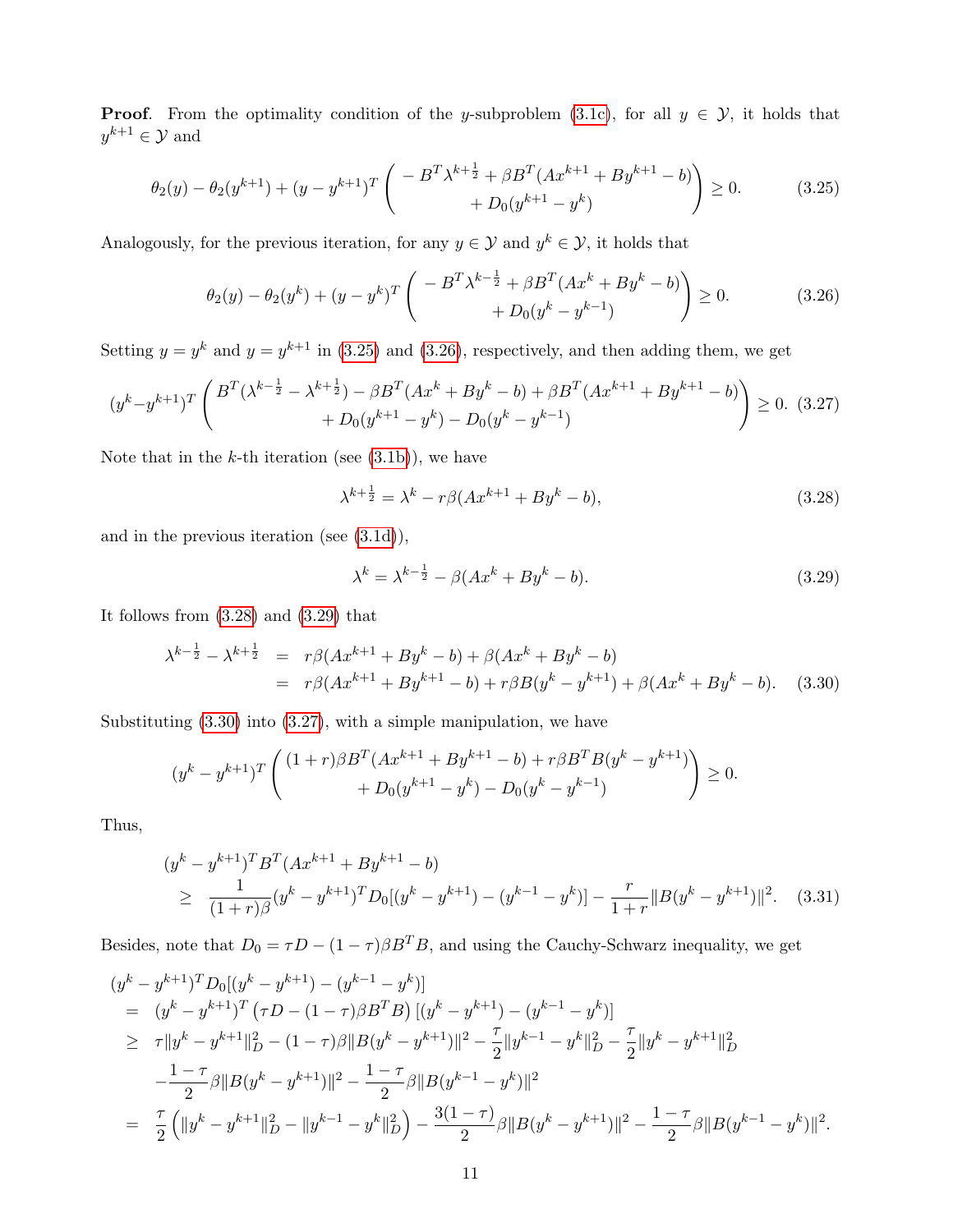**Proof**. From the optimality condition of the $y$-subproblem (3.1c), for all $y \in \mathcal{Y}$, it holds that $y^{k+1} \in \mathcal{Y}$ and

$$\theta_2(y) - \theta_2(y^{k+1}) + (y - y^{k+1})^T \begin{pmatrix} -B^T\lambda^{k+\frac{1}{2}} + \beta B^T(Ax^{k+1} + By^{k+1} - b) \\ + D_0(y^{k+1} - y^k) \end{pmatrix} \geq 0. \tag{3.25}$$

Analogously, for the previous iteration, for any $y \in \mathcal{Y}$ and $y^k \in \mathcal{Y}$, it holds that

$$\theta_2(y) - \theta_2(y^{k}) + (y - y^{k})^T \begin{pmatrix} -B^T\lambda^{k-\frac{1}{2}} + \beta B^T(Ax^{k} + By^{k} - b) \\ + D_0(y^{k} - y^{k-1}) \end{pmatrix} \geq 0. \tag{3.26}$$

Setting $y = y^k$ and $y = y^{k+1}$ in (3.25) and (3.26), respectively, and then adding them, we get

$$(y^k - y^{k+1})^T \begin{pmatrix} B^T(\lambda^{k-\frac{1}{2}} - \lambda^{k+\frac{1}{2}}) - \beta B^T(Ax^k + By^k - b) + \beta B^T(Ax^{k+1} + By^{k+1} - b) \\ + D_0(y^{k+1} - y^k) - D_0(y^k - y^{k-1}) \end{pmatrix} \geq 0. \tag{3.27}$$

Note that in the $k$-th iteration (see (3.1b)), we have

$$\lambda^{k+\frac{1}{2}} = \lambda^k - r\beta(Ax^{k+1} + By^k - b), \tag{3.28}$$

and in the previous iteration (see (3.1d)),

$$\lambda^k = \lambda^{k-\frac{1}{2}} - \beta(Ax^k + By^k - b). \tag{3.29}$$

It follows from (3.28) and (3.29) that

$$\begin{aligned} \lambda^{k-\frac{1}{2}} - \lambda^{k+\frac{1}{2}} &= r\beta(Ax^{k+1} + By^k - b) + \beta(Ax^k + By^k - b) \\ &= r\beta(Ax^{k+1} + By^{k+1} - b) + r\beta B(y^k - y^{k+1}) + \beta(Ax^k + By^k - b). \end{aligned} \tag{3.30}$$

Substituting (3.30) into (3.27), with a simple manipulation, we have

$$(y^k - y^{k+1})^T \begin{pmatrix} (1+r)\beta B^T(Ax^{k+1} + By^{k+1} - b) + r\beta B^T B(y^k - y^{k+1}) \\ + D_0(y^{k+1} - y^k) - D_0(y^k - y^{k-1}) \end{pmatrix} \geq 0.$$

Thus,

$$\begin{aligned} &(y^k - y^{k+1})^T B^T(Ax^{k+1} + By^{k+1} - b) \\ &\geq \frac{1}{(1+r)\beta}(y^k - y^{k+1})^T D_0[(y^k - y^{k+1}) - (y^{k-1} - y^k)] - \frac{r}{1+r}\|B(y^k - y^{k+1})\|^2. \end{aligned} \tag{3.31}$$

Besides, note that $D_0 = \tau D - (1-\tau)\beta B^T B$, and using the Cauchy-Schwarz inequality, we get

$$\begin{aligned} &(y^k - y^{k+1})^T D_0[(y^k - y^{k+1}) - (y^{k-1} - y^k)] \\ &= (y^k - y^{k+1})^T \left(\tau D - (1-\tau)\beta B^T B\right)[(y^k - y^{k+1}) - (y^{k-1} - y^k)] \\ &\geq \tau\|y^k - y^{k+1}\|_D^2 - (1-\tau)\beta\|B(y^k - y^{k+1})\|^2 - \frac{\tau}{2}\|y^{k-1} - y^k\|_D^2 - \frac{\tau}{2}\|y^k - y^{k+1}\|_D^2 \\ &\quad - \frac{1-\tau}{2}\beta\|B(y^k - y^{k+1})\|^2 - \frac{1-\tau}{2}\beta\|B(y^{k-1} - y^k)\|^2 \\ &= \frac{\tau}{2}\left(\|y^k - y^{k+1}\|_D^2 - \|y^{k-1} - y^k\|_D^2\right) - \frac{3(1-\tau)}{2}\beta\|B(y^k - y^{k+1})\|^2 - \frac{1-\tau}{2}\beta\|B(y^{k-1} - y^k)\|^2. \end{aligned}$$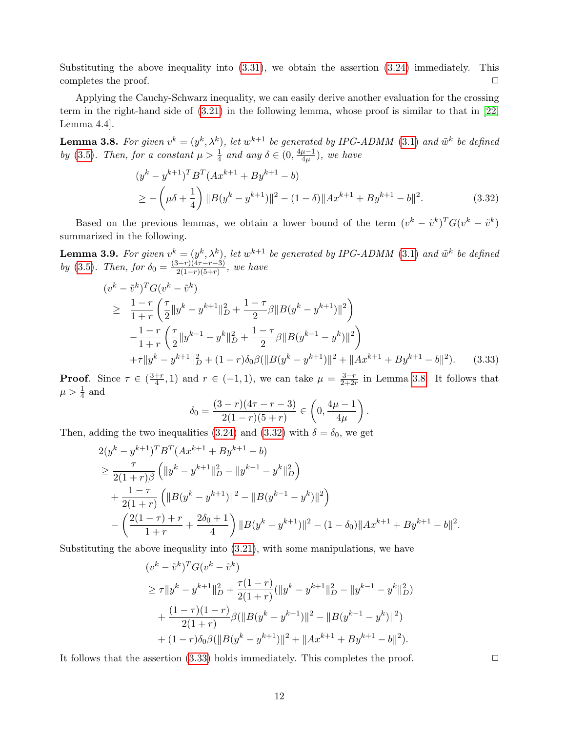Substituting the above inequality into (3.31), we obtain the assertion (3.24) immediately. This completes the proof. $\square$

Applying the Cauchy-Schwarz inequality, we can easily derive another evaluation for the crossing term in the right-hand side of (3.21) in the following lemma, whose proof is similar to that in [22, Lemma 4.4].

**Lemma 3.8.** *For given $v^k = (y^k, \lambda^k)$, let $w^{k+1}$ be generated by IPG-ADMM (3.1) and $\tilde{w}^k$ be defined by (3.5). Then, for a constant $\mu > \frac{1}{4}$ and any $\delta \in (0, \frac{4\mu-1}{4\mu})$, we have*

$$
\begin{aligned}
&(y^k - y^{k+1})^T B^T (Ax^{k+1} + By^{k+1} - b) \\
&\geq -\left(\mu\delta + \frac{1}{4}\right) \|B(y^k - y^{k+1})\|^2 - (1-\delta)\|Ax^{k+1} + By^{k+1} - b\|^2. \qquad (3.32)
\end{aligned}
$$

Based on the previous lemmas, we obtain a lower bound of the term $(v^k - \tilde{v}^k)^T G (v^k - \tilde{v}^k)$ summarized in the following.

**Lemma 3.9.** *For given $v^k = (y^k, \lambda^k)$, let $w^{k+1}$ be generated by IPG-ADMM (3.1) and $\tilde{w}^k$ be defined by (3.5). Then, for $\delta_0 = \frac{(3-r)(4\tau-r-3)}{2(1-r)(5+r)}$, we have*

$$
\begin{aligned}
&(v^k - \tilde{v}^k)^T G (v^k - \tilde{v}^k) \\
&\geq \frac{1-r}{1+r}\left(\frac{\tau}{2}\|y^k - y^{k+1}\|_D^2 + \frac{1-\tau}{2}\beta\|B(y^k - y^{k+1})\|^2\right) \\
&\quad - \frac{1-r}{1+r}\left(\frac{\tau}{2}\|y^{k-1} - y^k\|_D^2 + \frac{1-\tau}{2}\beta\|B(y^{k-1} - y^k)\|^2\right) \\
&\quad + \tau\|y^k - y^{k+1}\|_D^2 + (1-r)\delta_0\beta(\|B(y^k - y^{k+1})\|^2 + \|Ax^{k+1} + By^{k+1} - b\|^2). \qquad (3.33)
\end{aligned}
$$

**Proof**. Since $\tau \in (\frac{3+r}{4}, 1)$ and $r \in (-1, 1)$, we can take $\mu = \frac{3-r}{2+2r}$ in Lemma 3.8. It follows that $\mu > \frac{1}{4}$ and

$$
\delta_0 = \frac{(3-r)(4\tau - r - 3)}{2(1-r)(5+r)} \in \left(0, \frac{4\mu - 1}{4\mu}\right).
$$

Then, adding the two inequalities (3.24) and (3.32) with $\delta = \delta_0$, we get

$$
\begin{aligned}
&2(y^k - y^{k+1})^T B^T (Ax^{k+1} + By^{k+1} - b) \\
&\geq \frac{\tau}{2(1+r)\beta}\left(\|y^k - y^{k+1}\|_D^2 - \|y^{k-1} - y^k\|_D^2\right) \\
&\quad + \frac{1-\tau}{2(1+r)}\left(\|B(y^k - y^{k+1})\|^2 - \|B(y^{k-1} - y^k)\|^2\right) \\
&\quad - \left(\frac{2(1-\tau) + r}{1+r} + \frac{2\delta_0 + 1}{4}\right)\|B(y^k - y^{k+1})\|^2 - (1-\delta_0)\|Ax^{k+1} + By^{k+1} - b\|^2.
\end{aligned}
$$

Substituting the above inequality into (3.21), with some manipulations, we have

$$
\begin{aligned}
&(v^k - \tilde{v}^k)^T G (v^k - \tilde{v}^k) \\
&\geq \tau\|y^k - y^{k+1}\|_D^2 + \frac{\tau(1-r)}{2(1+r)}(\|y^k - y^{k+1}\|_D^2 - \|y^{k-1} - y^k\|_D^2) \\
&\quad + \frac{(1-\tau)(1-r)}{2(1+r)}\beta(\|B(y^k - y^{k+1})\|^2 - \|B(y^{k-1} - y^k)\|^2) \\
&\quad + (1-r)\delta_0\beta(\|B(y^k - y^{k+1})\|^2 + \|Ax^{k+1} + By^{k+1} - b\|^2).
\end{aligned}
$$

It follows that the assertion (3.33) holds immediately. This completes the proof. $\square$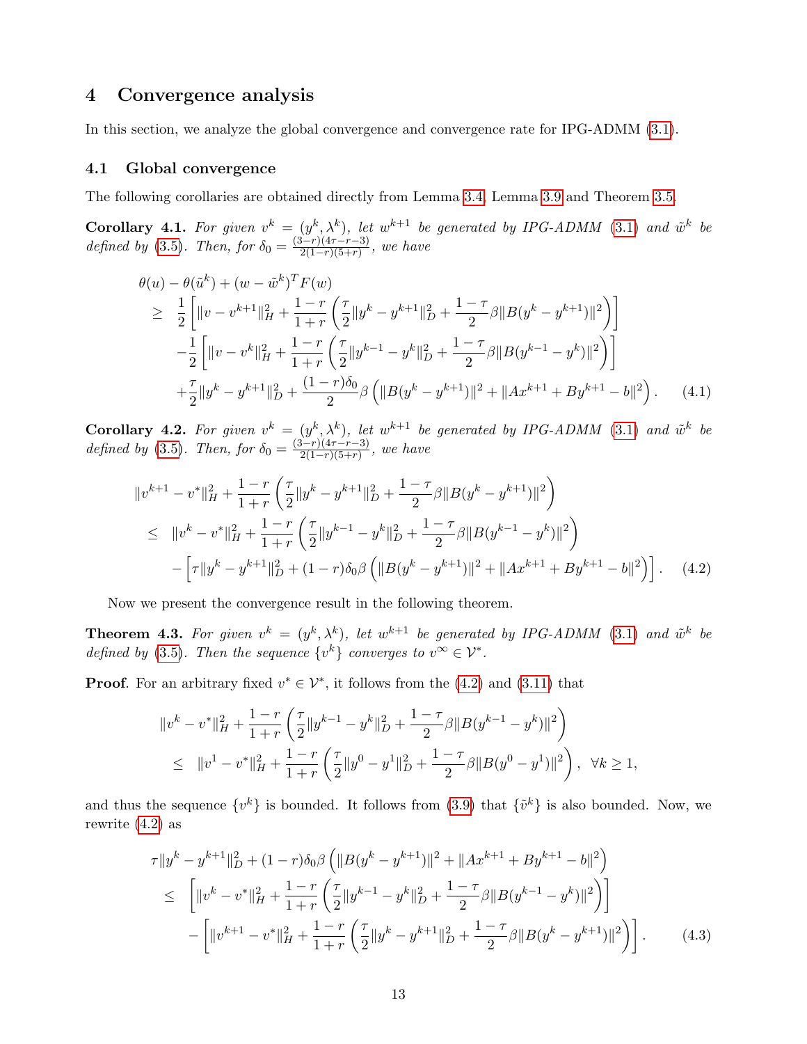# 4 Convergence analysis

In this section, we analyze the global convergence and convergence rate for IPG-ADMM (3.1).

## 4.1 Global convergence

The following corollaries are obtained directly from Lemma 3.4, Lemma 3.9 and Theorem 3.5.

**Corollary 4.1.** *For given $v^k = (y^k, \lambda^k)$, let $w^{k+1}$ be generated by IPG-ADMM (3.1) and $\tilde{w}^k$ be defined by (3.5). Then, for $\delta_0 = \frac{(3-r)(4\tau-r-3)}{2(1-r)(5+r)}$, we have*

$$
\begin{aligned}
&\theta(u) - \theta(\tilde{u}^k) + (w - \tilde{w}^k)^T F(w) \\
&\geq \frac{1}{2}\left[\|v - v^{k+1}\|_H^2 + \frac{1-r}{1+r}\left(\frac{\tau}{2}\|y^k - y^{k+1}\|_D^2 + \frac{1-\tau}{2}\beta\|B(y^k - y^{k+1})\|^2\right)\right] \\
&\quad -\frac{1}{2}\left[\|v - v^k\|_H^2 + \frac{1-r}{1+r}\left(\frac{\tau}{2}\|y^{k-1} - y^k\|_D^2 + \frac{1-\tau}{2}\beta\|B(y^{k-1} - y^k)\|^2\right)\right] \\
&\quad +\frac{\tau}{2}\|y^k - y^{k+1}\|_D^2 + \frac{(1-r)\delta_0}{2}\beta\left(\|B(y^k - y^{k+1})\|^2 + \|Ax^{k+1} + By^{k+1} - b\|^2\right). \qquad (4.1)
\end{aligned}
$$

**Corollary 4.2.** *For given $v^k = (y^k, \lambda^k)$, let $w^{k+1}$ be generated by IPG-ADMM (3.1) and $\tilde{w}^k$ be defined by (3.5). Then, for $\delta_0 = \frac{(3-r)(4\tau-r-3)}{2(1-r)(5+r)}$, we have*

$$
\begin{aligned}
&\|v^{k+1} - v^*\|_H^2 + \frac{1-r}{1+r}\left(\frac{\tau}{2}\|y^k - y^{k+1}\|_D^2 + \frac{1-\tau}{2}\beta\|B(y^k - y^{k+1})\|^2\right) \\
&\leq \|v^k - v^*\|_H^2 + \frac{1-r}{1+r}\left(\frac{\tau}{2}\|y^{k-1} - y^k\|_D^2 + \frac{1-\tau}{2}\beta\|B(y^{k-1} - y^k)\|^2\right) \\
&\quad -\left[\tau\|y^k - y^{k+1}\|_D^2 + (1-r)\delta_0\beta\left(\|B(y^k - y^{k+1})\|^2 + \|Ax^{k+1} + By^{k+1} - b\|^2\right)\right]. \qquad (4.2)
\end{aligned}
$$

Now we present the convergence result in the following theorem.

**Theorem 4.3.** *For given $v^k = (y^k, \lambda^k)$, let $w^{k+1}$ be generated by IPG-ADMM (3.1) and $\tilde{w}^k$ be defined by (3.5). Then the sequence $\{v^k\}$ converges to $v^\infty \in \mathcal{V}^*$.*

**Proof**. For an arbitrary fixed $v^* \in \mathcal{V}^*$, it follows from the (4.2) and (3.11) that

$$
\begin{aligned}
&\|v^k - v^*\|_H^2 + \frac{1-r}{1+r}\left(\frac{\tau}{2}\|y^{k-1} - y^k\|_D^2 + \frac{1-\tau}{2}\beta\|B(y^{k-1} - y^k)\|^2\right) \\
&\leq \|v^1 - v^*\|_H^2 + \frac{1-r}{1+r}\left(\frac{\tau}{2}\|y^0 - y^1\|_D^2 + \frac{1-\tau}{2}\beta\|B(y^0 - y^1)\|^2\right), \ \ \forall k \geq 1,
\end{aligned}
$$

and thus the sequence $\{v^k\}$ is bounded. It follows from (3.9) that $\{\tilde{v}^k\}$ is also bounded. Now, we rewrite (4.2) as

$$
\begin{aligned}
&\tau\|y^k - y^{k+1}\|_D^2 + (1-r)\delta_0\beta\left(\|B(y^k - y^{k+1})\|^2 + \|Ax^{k+1} + By^{k+1} - b\|^2\right) \\
&\leq \left[\|v^k - v^*\|_H^2 + \frac{1-r}{1+r}\left(\frac{\tau}{2}\|y^{k-1} - y^k\|_D^2 + \frac{1-\tau}{2}\beta\|B(y^{k-1} - y^k)\|^2\right)\right] \\
&\quad -\left[\|v^{k+1} - v^*\|_H^2 + \frac{1-r}{1+r}\left(\frac{\tau}{2}\|y^k - y^{k+1}\|_D^2 + \frac{1-\tau}{2}\beta\|B(y^k - y^{k+1})\|^2\right)\right]. \qquad (4.3)
\end{aligned}
$$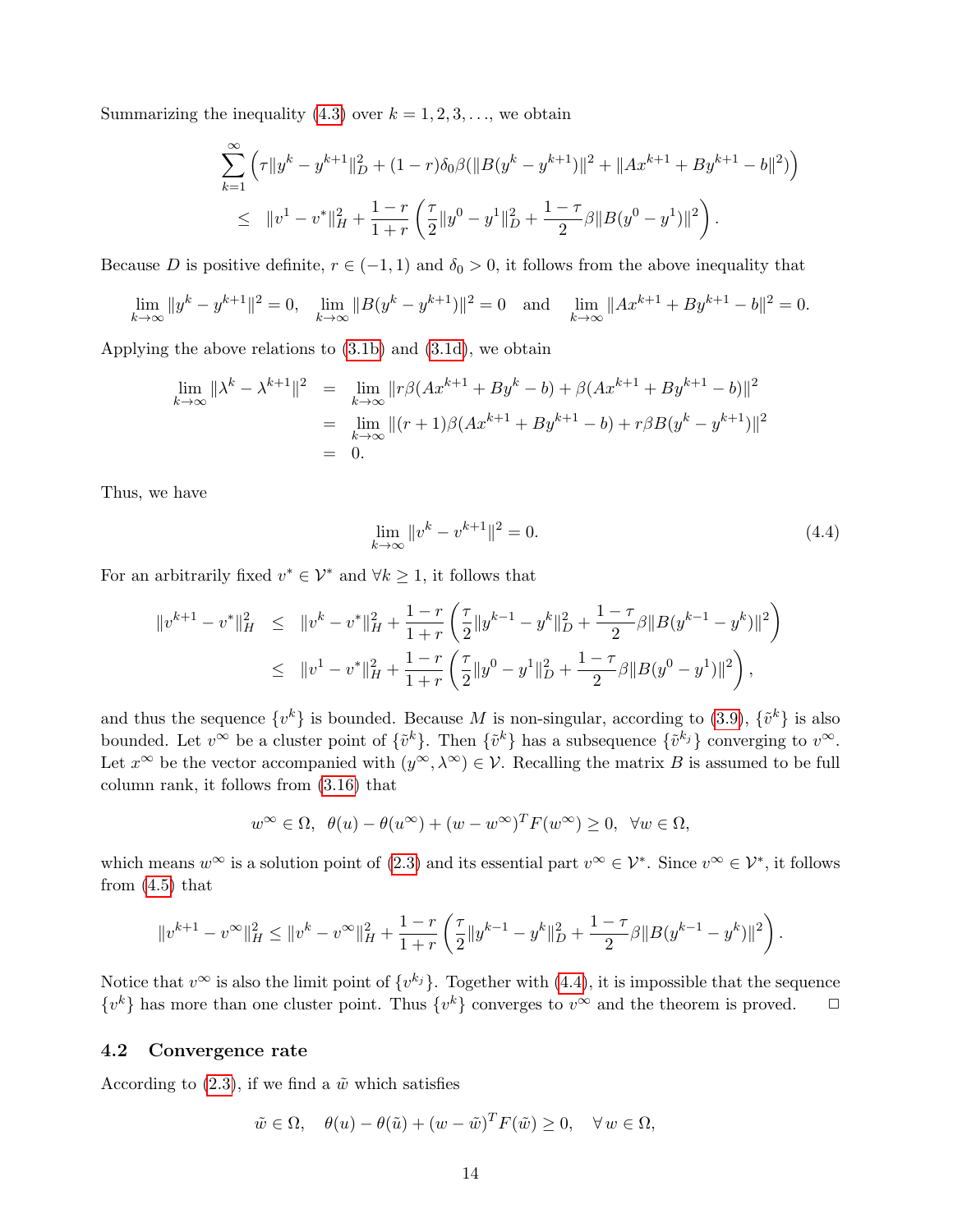Summarizing the inequality (4.3) over $k = 1, 2, 3, \ldots$, we obtain

$$
\begin{aligned}
&\sum_{k=1}^{\infty} \left( \tau \|y^k - y^{k+1}\|_D^2 + (1-r)\delta_0 \beta (\|B(y^k - y^{k+1})\|^2 + \|Ax^{k+1} + By^{k+1} - b\|^2) \right) \\
&\quad \leq \quad \|v^1 - v^*\|_H^2 + \frac{1-r}{1+r} \left( \frac{\tau}{2} \|y^0 - y^1\|_D^2 + \frac{1-\tau}{2} \beta \|B(y^0 - y^1)\|^2 \right).
\end{aligned}
$$

Because $D$ is positive definite, $r \in (-1, 1)$ and $\delta_0 > 0$, it follows from the above inequality that

$$
\lim_{k\to\infty} \|y^k - y^{k+1}\|^2 = 0, \quad \lim_{k\to\infty} \|B(y^k - y^{k+1})\|^2 = 0 \quad \text{and} \quad \lim_{k\to\infty} \|Ax^{k+1} + By^{k+1} - b\|^2 = 0.
$$

Applying the above relations to (3.1b) and (3.1d), we obtain

$$
\begin{aligned}
\lim_{k\to\infty} \|\lambda^k - \lambda^{k+1}\|^2 &= \lim_{k\to\infty} \|r\beta(Ax^{k+1} + By^k - b) + \beta(Ax^{k+1} + By^{k+1} - b)\|^2 \\
&= \lim_{k\to\infty} \|(r+1)\beta(Ax^{k+1} + By^{k+1} - b) + r\beta B(y^k - y^{k+1})\|^2 \\
&= 0.
\end{aligned}
$$

Thus, we have

$$
\lim_{k\to\infty} \|v^k - v^{k+1}\|^2 = 0. \tag{4.4}
$$

For an arbitrarily fixed $v^* \in \mathcal{V}^*$ and $\forall k \geq 1$, it follows that

$$
\begin{aligned}
\|v^{k+1} - v^*\|_H^2 &\leq \|v^k - v^*\|_H^2 + \frac{1-r}{1+r} \left( \frac{\tau}{2} \|y^{k-1} - y^k\|_D^2 + \frac{1-\tau}{2} \beta \|B(y^{k-1} - y^k)\|^2 \right) \\
&\leq \|v^1 - v^*\|_H^2 + \frac{1-r}{1+r} \left( \frac{\tau}{2} \|y^0 - y^1\|_D^2 + \frac{1-\tau}{2} \beta \|B(y^0 - y^1)\|^2 \right),
\end{aligned}
$$

and thus the sequence $\{v^k\}$ is bounded. Because $M$ is non-singular, according to (3.9), $\{\tilde{v}^k\}$ is also bounded. Let $v^\infty$ be a cluster point of $\{\tilde{v}^k\}$. Then $\{\tilde{v}^k\}$ has a subsequence $\{\tilde{v}^{k_j}\}$ converging to $v^\infty$. Let $x^\infty$ be the vector accompanied with $(y^\infty, \lambda^\infty) \in \mathcal{V}$. Recalling the matrix $B$ is assumed to be full column rank, it follows from (3.16) that

$$
w^\infty \in \Omega, \;\; \theta(u) - \theta(u^\infty) + (w - w^\infty)^T F(w^\infty) \geq 0, \;\; \forall w \in \Omega,
$$

which means $w^\infty$ is a solution point of (2.3) and its essential part $v^\infty \in \mathcal{V}^*$. Since $v^\infty \in \mathcal{V}^*$, it follows from (4.5) that

$$
\|v^{k+1} - v^\infty\|_H^2 \leq \|v^k - v^\infty\|_H^2 + \frac{1-r}{1+r} \left( \frac{\tau}{2} \|y^{k-1} - y^k\|_D^2 + \frac{1-\tau}{2} \beta \|B(y^{k-1} - y^k)\|^2 \right).
$$

Notice that $v^\infty$ is also the limit point of $\{v^{k_j}\}$. Together with (4.4), it is impossible that the sequence $\{v^k\}$ has more than one cluster point. Thus $\{v^k\}$ converges to $v^\infty$ and the theorem is proved. $\square$

### 4.2 Convergence rate

According to (2.3), if we find a $\tilde{w}$ which satisfies

$$
\tilde{w} \in \Omega, \quad \theta(u) - \theta(\tilde{u}) + (w - \tilde{w})^T F(\tilde{w}) \geq 0, \quad \forall\, w \in \Omega,
$$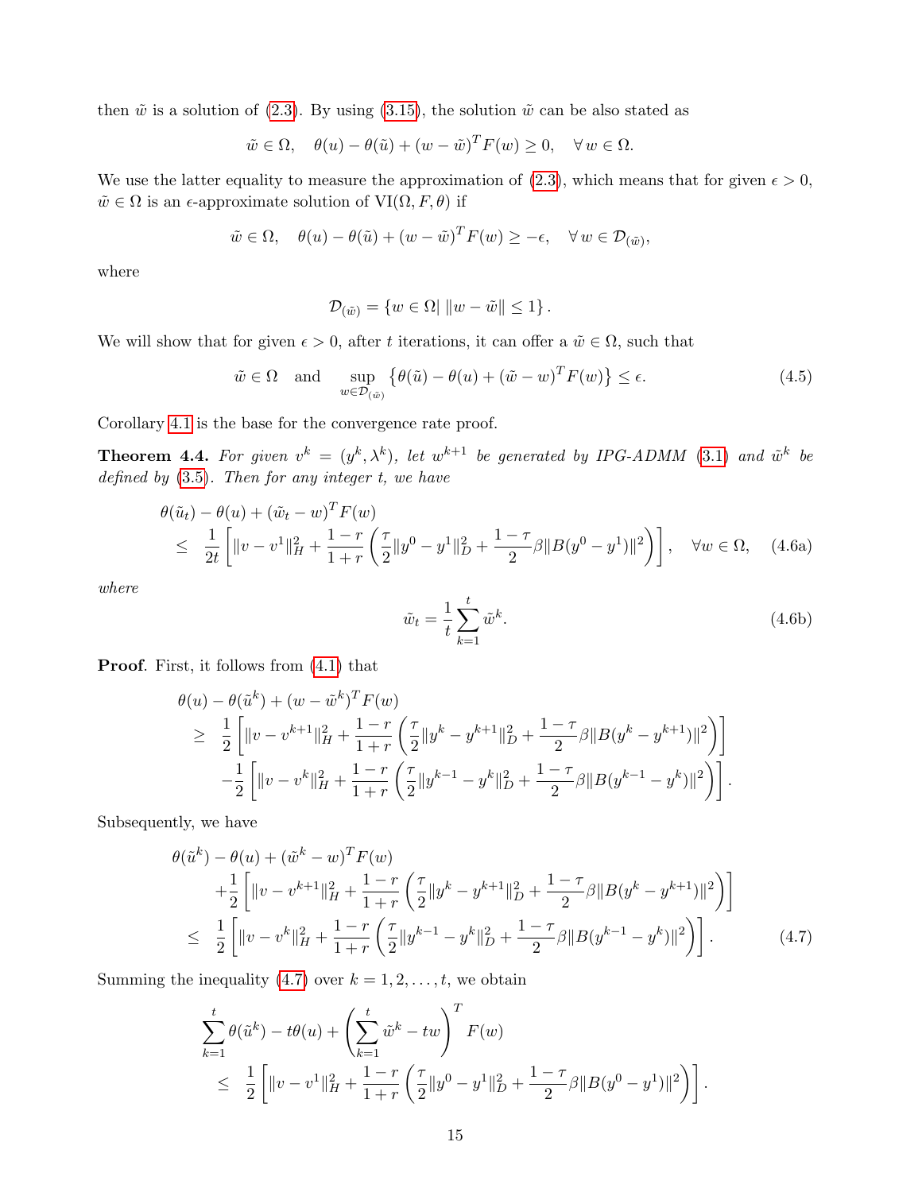then $\tilde{w}$ is a solution of (2.3). By using (3.15), the solution $\tilde{w}$ can be also stated as

$$\tilde{w} \in \Omega, \quad \theta(u) - \theta(\tilde{u}) + (w - \tilde{w})^T F(w) \geq 0, \quad \forall\, w \in \Omega.$$

We use the latter equality to measure the approximation of (2.3), which means that for given $\epsilon > 0$, $\tilde{w} \in \Omega$ is an $\epsilon$-approximate solution of $\mathrm{VI}(\Omega, F, \theta)$ if

$$\tilde{w} \in \Omega, \quad \theta(u) - \theta(\tilde{u}) + (w - \tilde{w})^T F(w) \geq -\epsilon, \quad \forall\, w \in \mathcal{D}_{(\tilde{w})},$$

where

$$\mathcal{D}_{(\tilde{w})} = \{ w \in \Omega |\ \| w - \tilde{w} \| \leq 1 \}.$$

We will show that for given $\epsilon > 0$, after $t$ iterations, it can offer a $\tilde{w} \in \Omega$, such that

$$\tilde{w} \in \Omega \quad \text{and} \quad \sup_{w \in \mathcal{D}_{(\tilde{w})}} \left\{ \theta(\tilde{u}) - \theta(u) + (\tilde{w} - w)^T F(w) \right\} \leq \epsilon. \tag{4.5}$$

Corollary 4.1 is the base for the convergence rate proof.

**Theorem 4.4.** *For given $v^k = (y^k, \lambda^k)$, let $w^{k+1}$ be generated by IPG-ADMM (3.1) and $\tilde{w}^k$ be defined by (3.5). Then for any integer $t$, we have*

$$\begin{aligned} &\theta(\tilde{u}_t) - \theta(u) + (\tilde{w}_t - w)^T F(w) \\ &\quad \leq \ \frac{1}{2t} \left[ \| v - v^1 \|_H^2 + \frac{1-r}{1+r} \left( \frac{\tau}{2} \| y^0 - y^1 \|_D^2 + \frac{1-\tau}{2} \beta \| B(y^0 - y^1) \|^2 \right) \right], \quad \forall w \in \Omega, \end{aligned} \tag{4.6a}$$

*where*

$$\tilde{w}_t = \frac{1}{t} \sum_{k=1}^{t} \tilde{w}^k. \tag{4.6b}$$

**Proof**. First, it follows from (4.1) that

$$\begin{aligned} &\theta(u) - \theta(\tilde{u}^k) + (w - \tilde{w}^k)^T F(w) \\ &\quad \geq \ \frac{1}{2} \left[ \| v - v^{k+1} \|_H^2 + \frac{1-r}{1+r} \left( \frac{\tau}{2} \| y^k - y^{k+1} \|_D^2 + \frac{1-\tau}{2} \beta \| B(y^k - y^{k+1}) \|^2 \right) \right] \\ &\quad\quad - \frac{1}{2} \left[ \| v - v^k \|_H^2 + \frac{1-r}{1+r} \left( \frac{\tau}{2} \| y^{k-1} - y^k \|_D^2 + \frac{1-\tau}{2} \beta \| B(y^{k-1} - y^k) \|^2 \right) \right]. \end{aligned}$$

Subsequently, we have

$$\begin{aligned} &\theta(\tilde{u}^k) - \theta(u) + (\tilde{w}^k - w)^T F(w) \\ &\quad\quad + \frac{1}{2} \left[ \| v - v^{k+1} \|_H^2 + \frac{1-r}{1+r} \left( \frac{\tau}{2} \| y^k - y^{k+1} \|_D^2 + \frac{1-\tau}{2} \beta \| B(y^k - y^{k+1}) \|^2 \right) \right] \\ &\quad \leq \ \frac{1}{2} \left[ \| v - v^k \|_H^2 + \frac{1-r}{1+r} \left( \frac{\tau}{2} \| y^{k-1} - y^k \|_D^2 + \frac{1-\tau}{2} \beta \| B(y^{k-1} - y^k) \|^2 \right) \right]. \end{aligned} \tag{4.7}$$

Summing the inequality (4.7) over $k = 1, 2, \ldots, t$, we obtain

$$\begin{aligned} &\sum_{k=1}^{t} \theta(\tilde{u}^k) - t\theta(u) + \left( \sum_{k=1}^{t} \tilde{w}^k - tw \right)^T F(w) \\ &\quad \leq \ \frac{1}{2} \left[ \| v - v^1 \|_H^2 + \frac{1-r}{1+r} \left( \frac{\tau}{2} \| y^0 - y^1 \|_D^2 + \frac{1-\tau}{2} \beta \| B(y^0 - y^1) \|^2 \right) \right]. \end{aligned}$$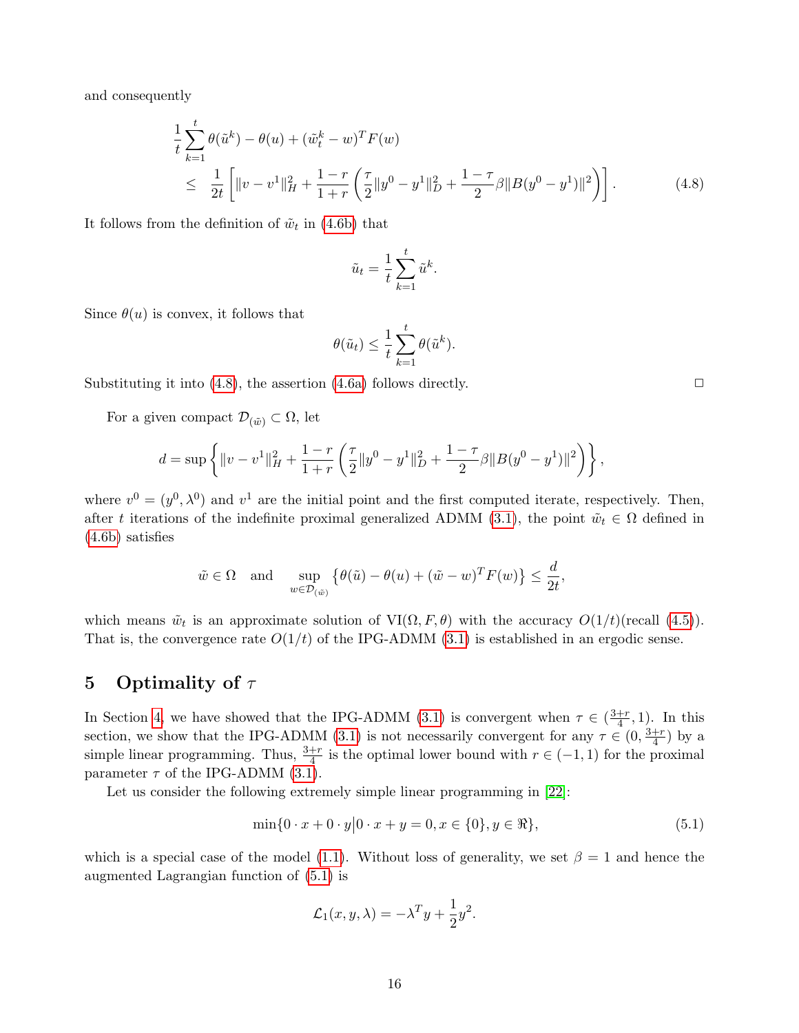and consequently

$$
\begin{aligned}
&\frac{1}{t}\sum_{k=1}^{t}\theta(\tilde{u}^k) - \theta(u) + (\tilde{w}_t^k - w)^T F(w) \\
&\leq \frac{1}{2t}\left[\|v - v^1\|_H^2 + \frac{1-r}{1+r}\left(\frac{\tau}{2}\|y^0 - y^1\|_D^2 + \frac{1-\tau}{2}\beta\|B(y^0 - y^1)\|^2\right)\right]. \qquad (4.8)
\end{aligned}
$$

It follows from the definition of $\tilde{w}_t$ in (4.6b) that

$$
\tilde{u}_t = \frac{1}{t}\sum_{k=1}^{t}\tilde{u}^k.
$$

Since $\theta(u)$ is convex, it follows that

$$
\theta(\tilde{u}_t) \leq \frac{1}{t}\sum_{k=1}^{t}\theta(\tilde{u}^k).
$$

Substituting it into (4.8), the assertion (4.6a) follows directly. □

For a given compact $\mathcal{D}_{(\tilde{w})} \subset \Omega$, let

$$
d = \sup\left\{\|v - v^1\|_H^2 + \frac{1-r}{1+r}\left(\frac{\tau}{2}\|y^0 - y^1\|_D^2 + \frac{1-\tau}{2}\beta\|B(y^0 - y^1)\|^2\right)\right\},
$$

where $v^0 = (y^0, \lambda^0)$ and $v^1$ are the initial point and the first computed iterate, respectively. Then, after $t$ iterations of the indefinite proximal generalized ADMM (3.1), the point $\tilde{w}_t \in \Omega$ defined in (4.6b) satisfies

$$
\tilde{w} \in \Omega \quad \text{and} \quad \sup_{w \in \mathcal{D}_{(\tilde{w})}}\left\{\theta(\tilde{u}) - \theta(u) + (\tilde{w} - w)^T F(w)\right\} \leq \frac{d}{2t},
$$

which means $\tilde{w}_t$ is an approximate solution of VI$(\Omega, F, \theta)$ with the accuracy $O(1/t)$(recall (4.5)). That is, the convergence rate $O(1/t)$ of the IPG-ADMM (3.1) is established in an ergodic sense.

## 5 Optimality of $\tau$

In Section 4, we have showed that the IPG-ADMM (3.1) is convergent when $\tau \in (\frac{3+r}{4}, 1)$. In this section, we show that the IPG-ADMM (3.1) is not necessarily convergent for any $\tau \in (0, \frac{3+r}{4})$ by a simple linear programming. Thus, $\frac{3+r}{4}$ is the optimal lower bound with $r \in (-1, 1)$ for the proximal parameter $\tau$ of the IPG-ADMM (3.1).

Let us consider the following extremely simple linear programming in [22]:

$$
\min\{0 \cdot x + 0 \cdot y \,|\, 0 \cdot x + y = 0, x \in \{0\}, y \in \Re\}, \qquad (5.1)
$$

which is a special case of the model (1.1). Without loss of generality, we set $\beta = 1$ and hence the augmented Lagrangian function of (5.1) is

$$
\mathcal{L}_1(x, y, \lambda) = -\lambda^T y + \frac{1}{2}y^2.
$$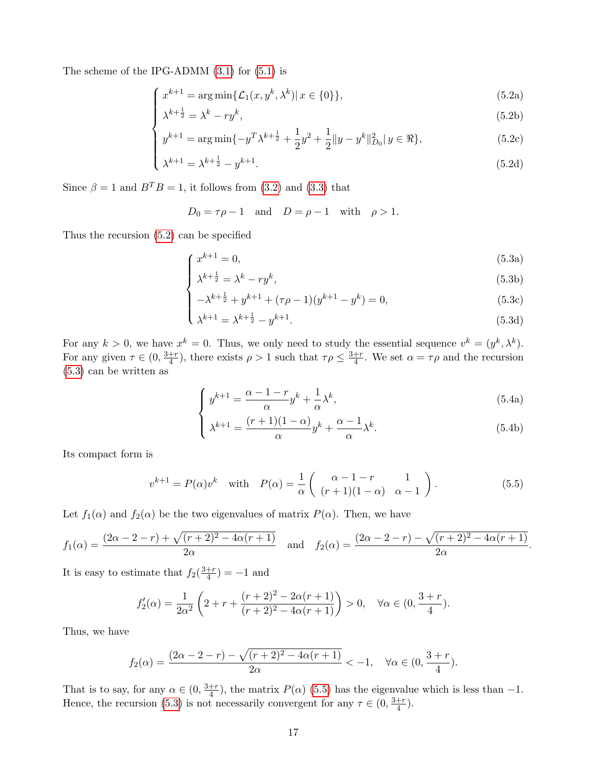The scheme of the IPG-ADMM (3.1) for (5.1) is

$$
\begin{cases}
x^{k+1} = \arg\min\{\mathcal{L}_1(x, y^k, \lambda^k) \,|\, x \in \{0\}\}, & (5.2a)\\
\lambda^{k+\frac{1}{2}} = \lambda^k - r y^k, & (5.2b)\\
y^{k+1} = \arg\min\{-y^T\lambda^{k+\frac{1}{2}} + \frac{1}{2}y^2 + \frac{1}{2}\|y - y^k\|_{D_0}^2 \,|\, y \in \Re\}, & (5.2c)\\
\lambda^{k+1} = \lambda^{k+\frac{1}{2}} - y^{k+1}. & (5.2d)
\end{cases}
$$

Since $\beta = 1$ and $B^T B = 1$, it follows from (3.2) and (3.3) that

$$
D_0 = \tau\rho - 1 \quad \text{and} \quad D = \rho - 1 \quad \text{with} \quad \rho > 1.
$$

Thus the recursion (5.2) can be specified

$$
\begin{cases}
x^{k+1} = 0, & (5.3a)\\
\lambda^{k+\frac{1}{2}} = \lambda^k - r y^k, & (5.3b)\\
-\lambda^{k+\frac{1}{2}} + y^{k+1} + (\tau\rho - 1)(y^{k+1} - y^k) = 0, & (5.3c)\\
\lambda^{k+1} = \lambda^{k+\frac{1}{2}} - y^{k+1}. & (5.3d)
\end{cases}
$$

For any $k > 0$, we have $x^k = 0$. Thus, we only need to study the essential sequence $v^k = (y^k, \lambda^k)$. For any given $\tau \in (0, \frac{3+r}{4})$, there exists $\rho > 1$ such that $\tau\rho \le \frac{3+r}{4}$. We set $\alpha = \tau\rho$ and the recursion (5.3) can be written as

$$
\begin{cases}
y^{k+1} = \dfrac{\alpha - 1 - r}{\alpha} y^k + \dfrac{1}{\alpha}\lambda^k, & (5.4a)\\[2mm]
\lambda^{k+1} = \dfrac{(r+1)(1-\alpha)}{\alpha} y^k + \dfrac{\alpha - 1}{\alpha}\lambda^k. & (5.4b)
\end{cases}
$$

Its compact form is

$$
v^{k+1} = P(\alpha) v^k \quad \text{with} \quad P(\alpha) = \frac{1}{\alpha}\begin{pmatrix} \alpha - 1 - r & 1 \\ (r+1)(1-\alpha) & \alpha - 1 \end{pmatrix}. \tag{5.5}
$$

Let $f_1(\alpha)$ and $f_2(\alpha)$ be the two eigenvalues of matrix $P(\alpha)$. Then, we have

$$
f_1(\alpha) = \frac{(2\alpha - 2 - r) + \sqrt{(r+2)^2 - 4\alpha(r+1)}}{2\alpha} \quad \text{and} \quad f_2(\alpha) = \frac{(2\alpha - 2 - r) - \sqrt{(r+2)^2 - 4\alpha(r+1)}}{2\alpha}.
$$

It is easy to estimate that $f_2(\frac{3+r}{4}) = -1$ and

$$
f_2'(\alpha) = \frac{1}{2\alpha^2}\left(2 + r + \frac{(r+2)^2 - 2\alpha(r+1)}{(r+2)^2 - 4\alpha(r+1)}\right) > 0, \quad \forall \alpha \in (0, \frac{3+r}{4}).
$$

Thus, we have

$$
f_2(\alpha) = \frac{(2\alpha - 2 - r) - \sqrt{(r+2)^2 - 4\alpha(r+1)}}{2\alpha} < -1, \quad \forall \alpha \in (0, \frac{3+r}{4}).
$$

That is to say, for any $\alpha \in (0, \frac{3+r}{4})$, the matrix $P(\alpha)$ (5.5) has the eigenvalue which is less than $-1$. Hence, the recursion (5.3) is not necessarily convergent for any $\tau \in (0, \frac{3+r}{4})$.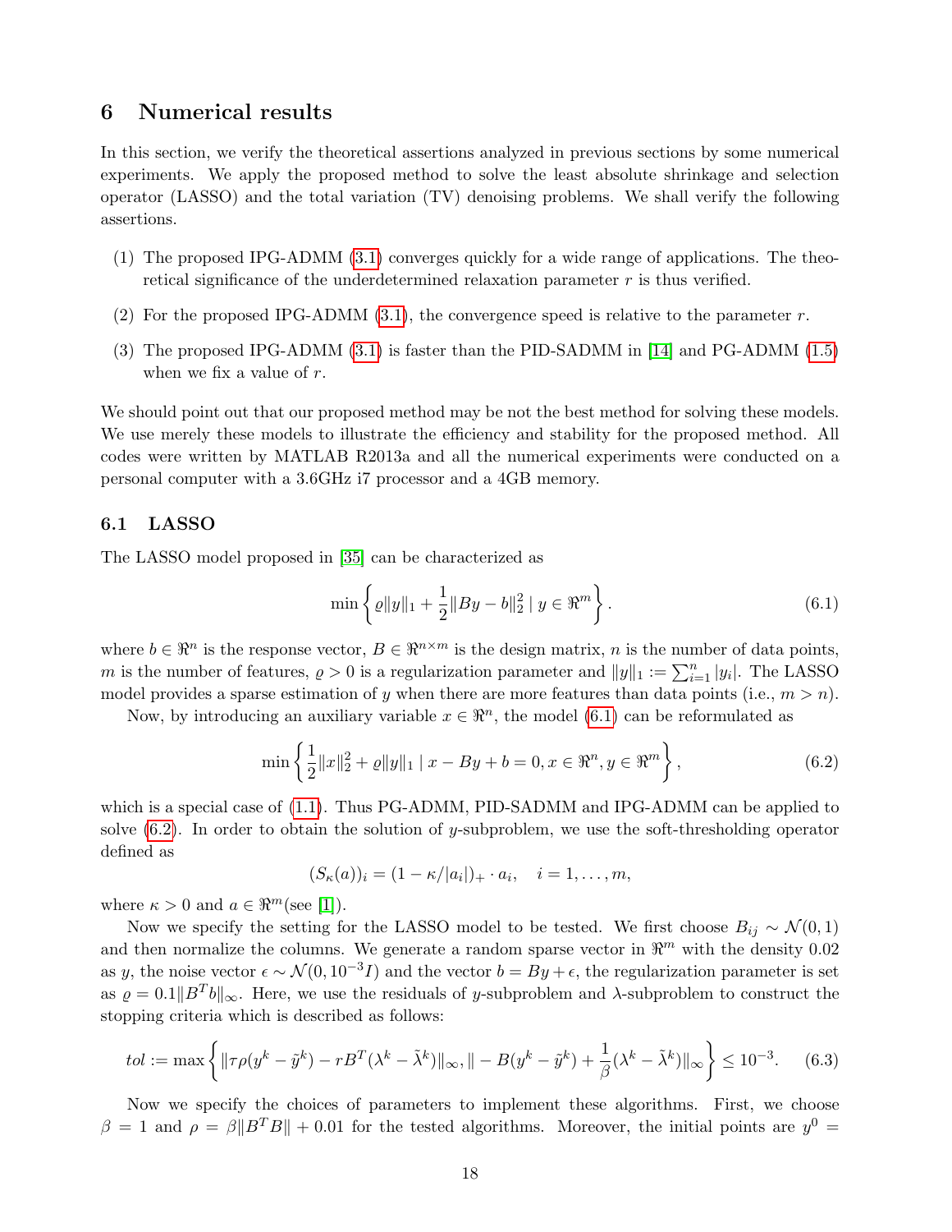## 6 Numerical results

In this section, we verify the theoretical assertions analyzed in previous sections by some numerical experiments. We apply the proposed method to solve the least absolute shrinkage and selection operator (LASSO) and the total variation (TV) denoising problems. We shall verify the following assertions.

(1) The proposed IPG-ADMM (3.1) converges quickly for a wide range of applications. The theoretical significance of the underdetermined relaxation parameter $r$ is thus verified.

(2) For the proposed IPG-ADMM (3.1), the convergence speed is relative to the parameter $r$.

(3) The proposed IPG-ADMM (3.1) is faster than the PID-SADMM in [14] and PG-ADMM (1.5) when we fix a value of $r$.

We should point out that our proposed method may be not the best method for solving these models. We use merely these models to illustrate the efficiency and stability for the proposed method. All codes were written by MATLAB R2013a and all the numerical experiments were conducted on a personal computer with a 3.6GHz i7 processor and a 4GB memory.

### 6.1 LASSO

The LASSO model proposed in [35] can be characterized as

$$\min\left\{\varrho\|y\|_1 + \frac{1}{2}\|By - b\|_2^2 \mid y \in \Re^m\right\}. \tag{6.1}$$

where $b \in \Re^n$ is the response vector, $B \in \Re^{n\times m}$ is the design matrix, $n$ is the number of data points, $m$ is the number of features, $\varrho > 0$ is a regularization parameter and $\|y\|_1 := \sum_{i=1}^n |y_i|$. The LASSO model provides a sparse estimation of $y$ when there are more features than data points (i.e., $m > n$).

Now, by introducing an auxiliary variable $x \in \Re^n$, the model (6.1) can be reformulated as

$$\min\left\{\frac{1}{2}\|x\|_2^2 + \varrho\|y\|_1 \mid x - By + b = 0, x \in \Re^n, y \in \Re^m\right\}, \tag{6.2}$$

which is a special case of (1.1). Thus PG-ADMM, PID-SADMM and IPG-ADMM can be applied to solve (6.2). In order to obtain the solution of $y$-subproblem, we use the soft-thresholding operator defined as

$$(S_\kappa(a))_i = (1 - \kappa/|a_i|)_+ \cdot a_i, \quad i = 1, \dots, m,$$

where $\kappa > 0$ and $a \in \Re^m$(see [1]).

Now we specify the setting for the LASSO model to be tested. We first choose $B_{ij} \sim \mathcal{N}(0, 1)$ and then normalize the columns. We generate a random sparse vector in $\Re^m$ with the density 0.02 as $y$, the noise vector $\epsilon \sim \mathcal{N}(0, 10^{-3}I)$ and the vector $b = By + \epsilon$, the regularization parameter is set as $\varrho = 0.1\|B^T b\|_\infty$. Here, we use the residuals of $y$-subproblem and $\lambda$-subproblem to construct the stopping criteria which is described as follows:

$$tol := \max\left\{\|\tau\rho(y^k - \tilde{y}^k) - rB^T(\lambda^k - \tilde{\lambda}^k)\|_\infty, \| - B(y^k - \tilde{y}^k) + \frac{1}{\beta}(\lambda^k - \tilde{\lambda}^k)\|_\infty\right\} \leq 10^{-3}. \tag{6.3}$$

Now we specify the choices of parameters to implement these algorithms. First, we choose $\beta = 1$ and $\rho = \beta\|B^T B\| + 0.01$ for the tested algorithms. Moreover, the initial points are $y^0 =$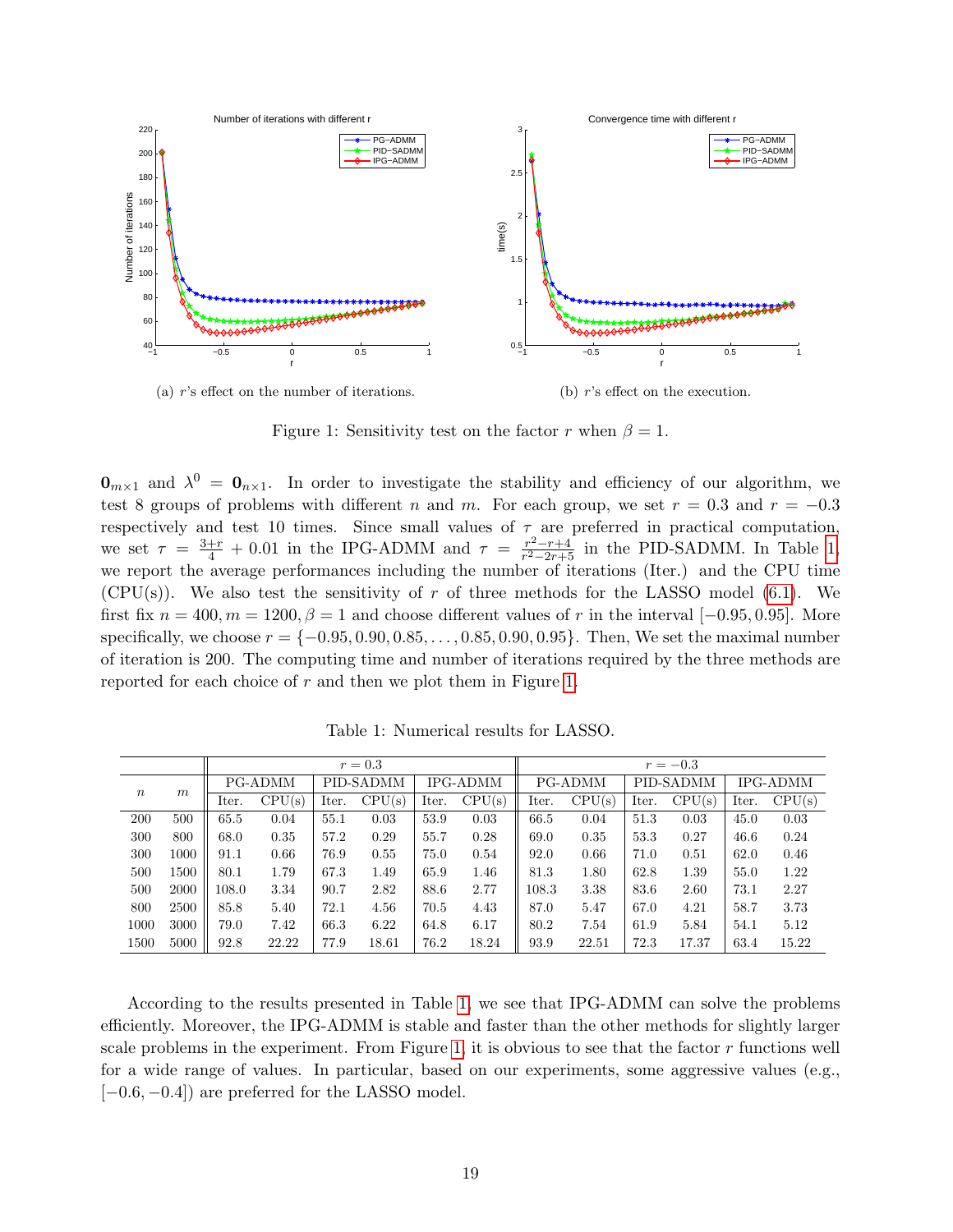(a) $r$'s effect on the number of iterations.

(b) $r$'s effect on the execution.

Figure 1: Sensitivity test on the factor $r$ when $\beta = 1$.

$\mathbf{0}_{m\times 1}$ and $\lambda^0 = \mathbf{0}_{n\times 1}$. In order to investigate the stability and efficiency of our algorithm, we test 8 groups of problems with different $n$ and $m$. For each group, we set $r = 0.3$ and $r = -0.3$ respectively and test 10 times. Since small values of $\tau$ are preferred in practical computation, we set $\tau = \frac{3+r}{4} + 0.01$ in the IPG-ADMM and $\tau = \frac{r^2-r+4}{r^2-2r+5}$ in the PID-SADMM. In Table 1, we report the average performances including the number of iterations (Iter.) and the CPU time (CPU(s)). We also test the sensitivity of $r$ of three methods for the LASSO model (6.1). We first fix $n = 400, m = 1200, \beta = 1$ and choose different values of $r$ in the interval $[-0.95, 0.95]$. More specifically, we choose $r = \{-0.95, 0.90, 0.85, \ldots, 0.85, 0.90, 0.95\}$. Then, We set the maximal number of iteration is 200. The computing time and number of iterations required by the three methods are reported for each choice of $r$ and then we plot them in Figure 1.

Table 1: Numerical results for LASSO.

| | | $r = 0.3$ | | | | | | $r = -0.3$ | | | | | |
|---|---|---|---|---|---|---|---|---|---|---|---|---|---|
| | | PG-ADMM | | PID-SADMM | | IPG-ADMM | | PG-ADMM | | PID-SADMM | | IPG-ADMM | |
| $n$ | $m$ | Iter. | CPU(s) | Iter. | CPU(s) | Iter. | CPU(s) | Iter. | CPU(s) | Iter. | CPU(s) | Iter. | CPU(s) |
| 200 | 500 | 65.5 | 0.04 | 55.1 | 0.03 | 53.9 | 0.03 | 66.5 | 0.04 | 51.3 | 0.03 | 45.0 | 0.03 |
| 300 | 800 | 68.0 | 0.35 | 57.2 | 0.29 | 55.7 | 0.28 | 69.0 | 0.35 | 53.3 | 0.27 | 46.6 | 0.24 |
| 300 | 1000 | 91.1 | 0.66 | 76.9 | 0.55 | 75.0 | 0.54 | 92.0 | 0.66 | 71.0 | 0.51 | 62.0 | 0.46 |
| 500 | 1500 | 80.1 | 1.79 | 67.3 | 1.49 | 65.9 | 1.46 | 81.3 | 1.80 | 62.8 | 1.39 | 55.0 | 1.22 |
| 500 | 2000 | 108.0 | 3.34 | 90.7 | 2.82 | 88.6 | 2.77 | 108.3 | 3.38 | 83.6 | 2.60 | 73.1 | 2.27 |
| 800 | 2500 | 85.8 | 5.40 | 72.1 | 4.56 | 70.5 | 4.43 | 87.0 | 5.47 | 67.0 | 4.21 | 58.7 | 3.73 |
| 1000 | 3000 | 79.0 | 7.42 | 66.3 | 6.22 | 64.8 | 6.17 | 80.2 | 7.54 | 61.9 | 5.84 | 54.1 | 5.12 |
| 1500 | 5000 | 92.8 | 22.22 | 77.9 | 18.61 | 76.2 | 18.24 | 93.9 | 22.51 | 72.3 | 17.37 | 63.4 | 15.22 |

According to the results presented in Table 1, we see that IPG-ADMM can solve the problems efficiently. Moreover, the IPG-ADMM is stable and faster than the other methods for slightly larger scale problems in the experiment. From Figure 1, it is obvious to see that the factor $r$ functions well for a wide range of values. In particular, based on our experiments, some aggressive values (e.g., $[-0.6, -0.4]$) are preferred for the LASSO model.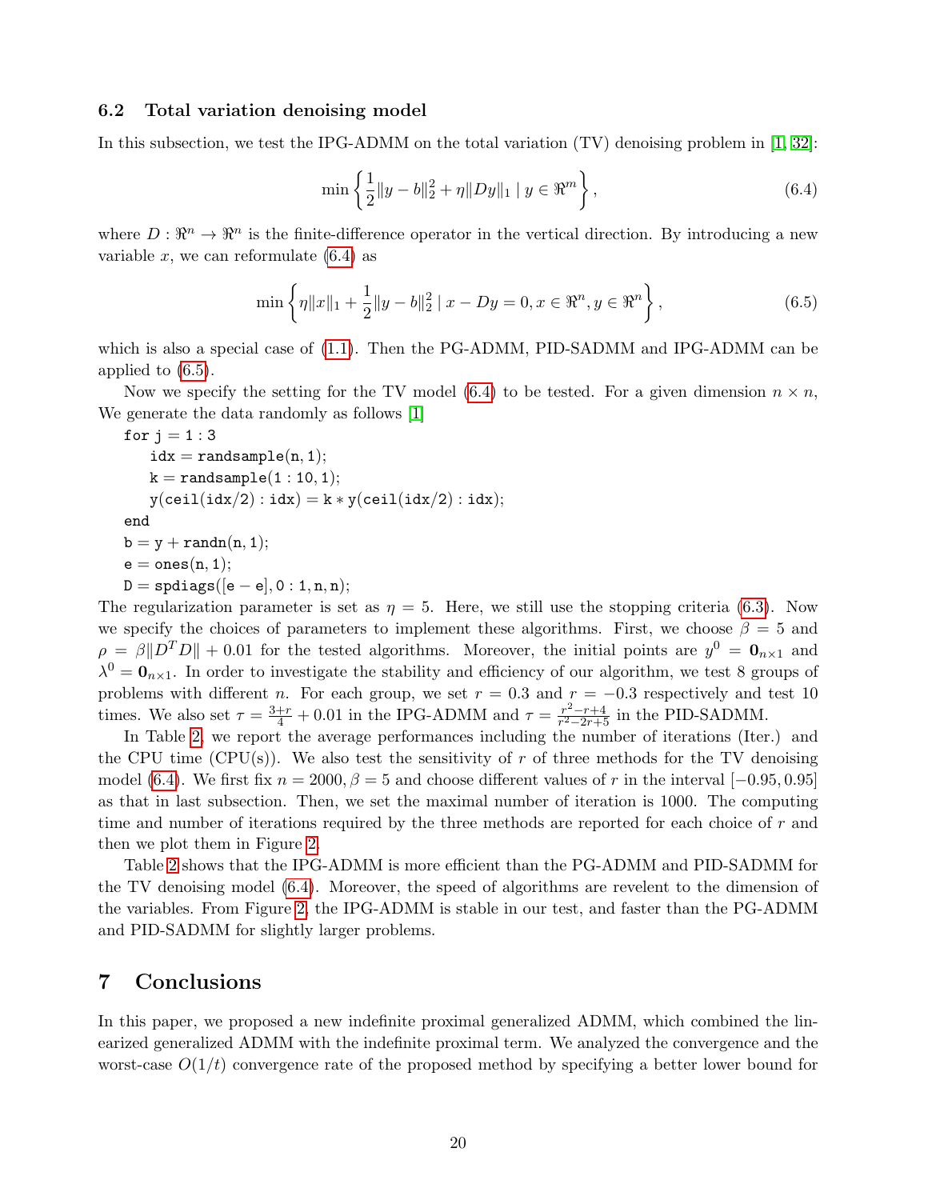### 6.2 Total variation denoising model

In this subsection, we test the IPG-ADMM on the total variation (TV) denoising problem in [1, 32]:

$$\min \left\{ \frac{1}{2}\|y - b\|_2^2 + \eta \|Dy\|_1 \mid y \in \Re^m \right\}, \tag{6.4}$$

where $D : \Re^n \to \Re^n$ is the finite-difference operator in the vertical direction. By introducing a new variable $x$, we can reformulate (6.4) as

$$\min \left\{ \eta \|x\|_1 + \frac{1}{2}\|y - b\|_2^2 \mid x - Dy = 0, x \in \Re^n, y \in \Re^n \right\}, \tag{6.5}$$

which is also a special case of (1.1). Then the PG-ADMM, PID-SADMM and IPG-ADMM can be applied to (6.5).

Now we specify the setting for the TV model (6.4) to be tested. For a given dimension $n \times n$, We generate the data randomly as follows [1]

```
for j = 1 : 3
    idx = randsample(n, 1);
    k = randsample(1 : 10, 1);
    y(ceil(idx/2) : idx) = k * y(ceil(idx/2) : idx);
end
b = y + randn(n, 1);
e = ones(n, 1);
D = spdiags([e − e], 0 : 1, n, n);
```

The regularization parameter is set as $\eta = 5$. Here, we still use the stopping criteria (6.3). Now we specify the choices of parameters to implement these algorithms. First, we choose $\beta = 5$ and $\rho = \beta\|D^T D\| + 0.01$ for the tested algorithms. Moreover, the initial points are $y^0 = \mathbf{0}_{n\times 1}$ and $\lambda^0 = \mathbf{0}_{n\times 1}$. In order to investigate the stability and efficiency of our algorithm, we test 8 groups of problems with different $n$. For each group, we set $r = 0.3$ and $r = -0.3$ respectively and test 10 times. We also set $\tau = \frac{3+r}{4} + 0.01$ in the IPG-ADMM and $\tau = \frac{r^2-r+4}{r^2-2r+5}$ in the PID-SADMM.

In Table 2, we report the average performances including the number of iterations (Iter.) and the CPU time (CPU(s)). We also test the sensitivity of $r$ of three methods for the TV denoising model (6.4). We first fix $n = 2000, \beta = 5$ and choose different values of $r$ in the interval $[-0.95, 0.95]$ as that in last subsection. Then, we set the maximal number of iteration is 1000. The computing time and number of iterations required by the three methods are reported for each choice of $r$ and then we plot them in Figure 2.

Table 2 shows that the IPG-ADMM is more efficient than the PG-ADMM and PID-SADMM for the TV denoising model (6.4). Moreover, the speed of algorithms are revelent to the dimension of the variables. From Figure 2, the IPG-ADMM is stable in our test, and faster than the PG-ADMM and PID-SADMM for slightly larger problems.

## 7 Conclusions

In this paper, we proposed a new indefinite proximal generalized ADMM, which combined the linearized generalized ADMM with the indefinite proximal term. We analyzed the convergence and the worst-case $O(1/t)$ convergence rate of the proposed method by specifying a better lower bound for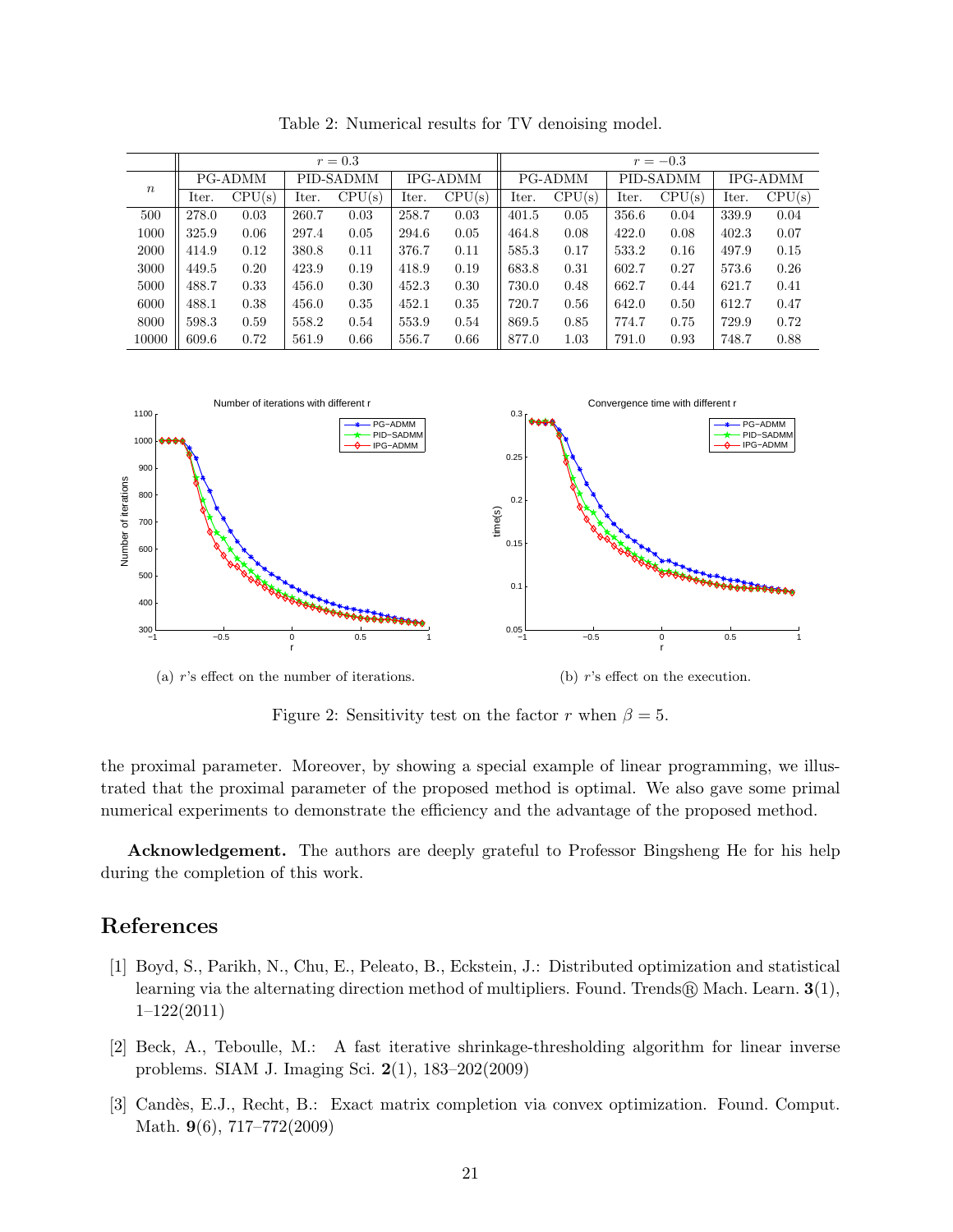Table 2: Numerical results for TV denoising model.

| $n$ | $r=0.3$ | | | | | | $r=-0.3$ | | | | | |
|---|---|---|---|---|---|---|---|---|---|---|---|---|
| | PG-ADMM | | PID-SADMM | | IPG-ADMM | | PG-ADMM | | PID-SADMM | | IPG-ADMM | |
| | Iter. | CPU(s) | Iter. | CPU(s) | Iter. | CPU(s) | Iter. | CPU(s) | Iter. | CPU(s) | Iter. | CPU(s) |
| 500 | 278.0 | 0.03 | 260.7 | 0.03 | 258.7 | 0.03 | 401.5 | 0.05 | 356.6 | 0.04 | 339.9 | 0.04 |
| 1000 | 325.9 | 0.06 | 297.4 | 0.05 | 294.6 | 0.05 | 464.8 | 0.08 | 422.0 | 0.08 | 402.3 | 0.07 |
| 2000 | 414.9 | 0.12 | 380.8 | 0.11 | 376.7 | 0.11 | 585.3 | 0.17 | 533.2 | 0.16 | 497.9 | 0.15 |
| 3000 | 449.5 | 0.20 | 423.9 | 0.19 | 418.9 | 0.19 | 683.8 | 0.31 | 602.7 | 0.27 | 573.6 | 0.26 |
| 5000 | 488.7 | 0.33 | 456.0 | 0.30 | 452.3 | 0.30 | 730.0 | 0.48 | 662.7 | 0.44 | 621.7 | 0.41 |
| 6000 | 488.1 | 0.38 | 456.0 | 0.35 | 452.1 | 0.35 | 720.7 | 0.56 | 642.0 | 0.50 | 612.7 | 0.47 |
| 8000 | 598.3 | 0.59 | 558.2 | 0.54 | 553.9 | 0.54 | 869.5 | 0.85 | 774.7 | 0.75 | 729.9 | 0.72 |
| 10000 | 609.6 | 0.72 | 561.9 | 0.66 | 556.7 | 0.66 | 877.0 | 1.03 | 791.0 | 0.93 | 748.7 | 0.88 |

(a) $r$'s effect on the number of iterations.

(b) $r$'s effect on the execution.

Figure 2: Sensitivity test on the factor $r$ when $\beta = 5$.

the proximal parameter. Moreover, by showing a special example of linear programming, we illustrated that the proximal parameter of the proposed method is optimal. We also gave some primal numerical experiments to demonstrate the efficiency and the advantage of the proposed method.

**Acknowledgement.** The authors are deeply grateful to Professor Bingsheng He for his help during the completion of this work.

# References

[1] Boyd, S., Parikh, N., Chu, E., Peleato, B., Eckstein, J.: Distributed optimization and statistical learning via the alternating direction method of multipliers. Found. Trends® Mach. Learn. **3**(1), 1–122(2011)

[2] Beck, A., Teboulle, M.: A fast iterative shrinkage-thresholding algorithm for linear inverse problems. SIAM J. Imaging Sci. **2**(1), 183–202(2009)

[3] Candès, E.J., Recht, B.: Exact matrix completion via convex optimization. Found. Comput. Math. **9**(6), 717–772(2009)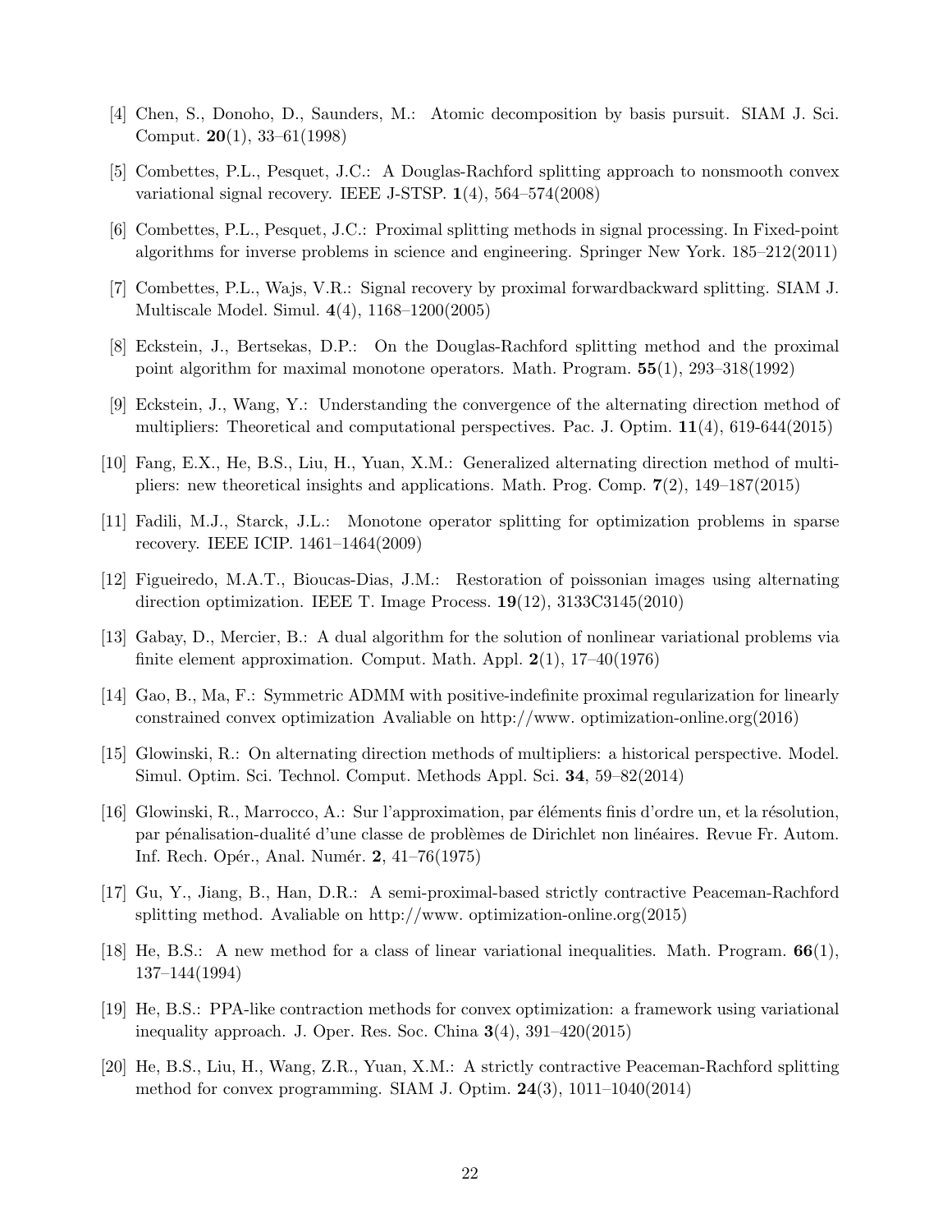[4] Chen, S., Donoho, D., Saunders, M.: Atomic decomposition by basis pursuit. SIAM J. Sci. Comput. **20**(1), 33–61(1998)

[5] Combettes, P.L., Pesquet, J.C.: A Douglas-Rachford splitting approach to nonsmooth convex variational signal recovery. IEEE J-STSP. **1**(4), 564–574(2008)

[6] Combettes, P.L., Pesquet, J.C.: Proximal splitting methods in signal processing. In Fixed-point algorithms for inverse problems in science and engineering. Springer New York. 185–212(2011)

[7] Combettes, P.L., Wajs, V.R.: Signal recovery by proximal forwardbackward splitting. SIAM J. Multiscale Model. Simul. **4**(4), 1168–1200(2005)

[8] Eckstein, J., Bertsekas, D.P.: On the Douglas-Rachford splitting method and the proximal point algorithm for maximal monotone operators. Math. Program. **55**(1), 293–318(1992)

[9] Eckstein, J., Wang, Y.: Understanding the convergence of the alternating direction method of multipliers: Theoretical and computational perspectives. Pac. J. Optim. **11**(4), 619-644(2015)

[10] Fang, E.X., He, B.S., Liu, H., Yuan, X.M.: Generalized alternating direction method of multipliers: new theoretical insights and applications. Math. Prog. Comp. **7**(2), 149–187(2015)

[11] Fadili, M.J., Starck, J.L.: Monotone operator splitting for optimization problems in sparse recovery. IEEE ICIP. 1461–1464(2009)

[12] Figueiredo, M.A.T., Bioucas-Dias, J.M.: Restoration of poissonian images using alternating direction optimization. IEEE T. Image Process. **19**(12), 3133C3145(2010)

[13] Gabay, D., Mercier, B.: A dual algorithm for the solution of nonlinear variational problems via finite element approximation. Comput. Math. Appl. **2**(1), 17–40(1976)

[14] Gao, B., Ma, F.: Symmetric ADMM with positive-indefinite proximal regularization for linearly constrained convex optimization Avaliable on http://www. optimization-online.org(2016)

[15] Glowinski, R.: On alternating direction methods of multipliers: a historical perspective. Model. Simul. Optim. Sci. Technol. Comput. Methods Appl. Sci. **34**, 59–82(2014)

[16] Glowinski, R., Marrocco, A.: Sur l'approximation, par éléments finis d'ordre un, et la résolution, par pénalisation-dualité d'une classe de problèmes de Dirichlet non linéaires. Revue Fr. Autom. Inf. Rech. Opér., Anal. Numér. **2**, 41–76(1975)

[17] Gu, Y., Jiang, B., Han, D.R.: A semi-proximal-based strictly contractive Peaceman-Rachford splitting method. Avaliable on http://www. optimization-online.org(2015)

[18] He, B.S.: A new method for a class of linear variational inequalities. Math. Program. **66**(1), 137–144(1994)

[19] He, B.S.: PPA-like contraction methods for convex optimization: a framework using variational inequality approach. J. Oper. Res. Soc. China **3**(4), 391–420(2015)

[20] He, B.S., Liu, H., Wang, Z.R., Yuan, X.M.: A strictly contractive Peaceman-Rachford splitting method for convex programming. SIAM J. Optim. **24**(3), 1011–1040(2014)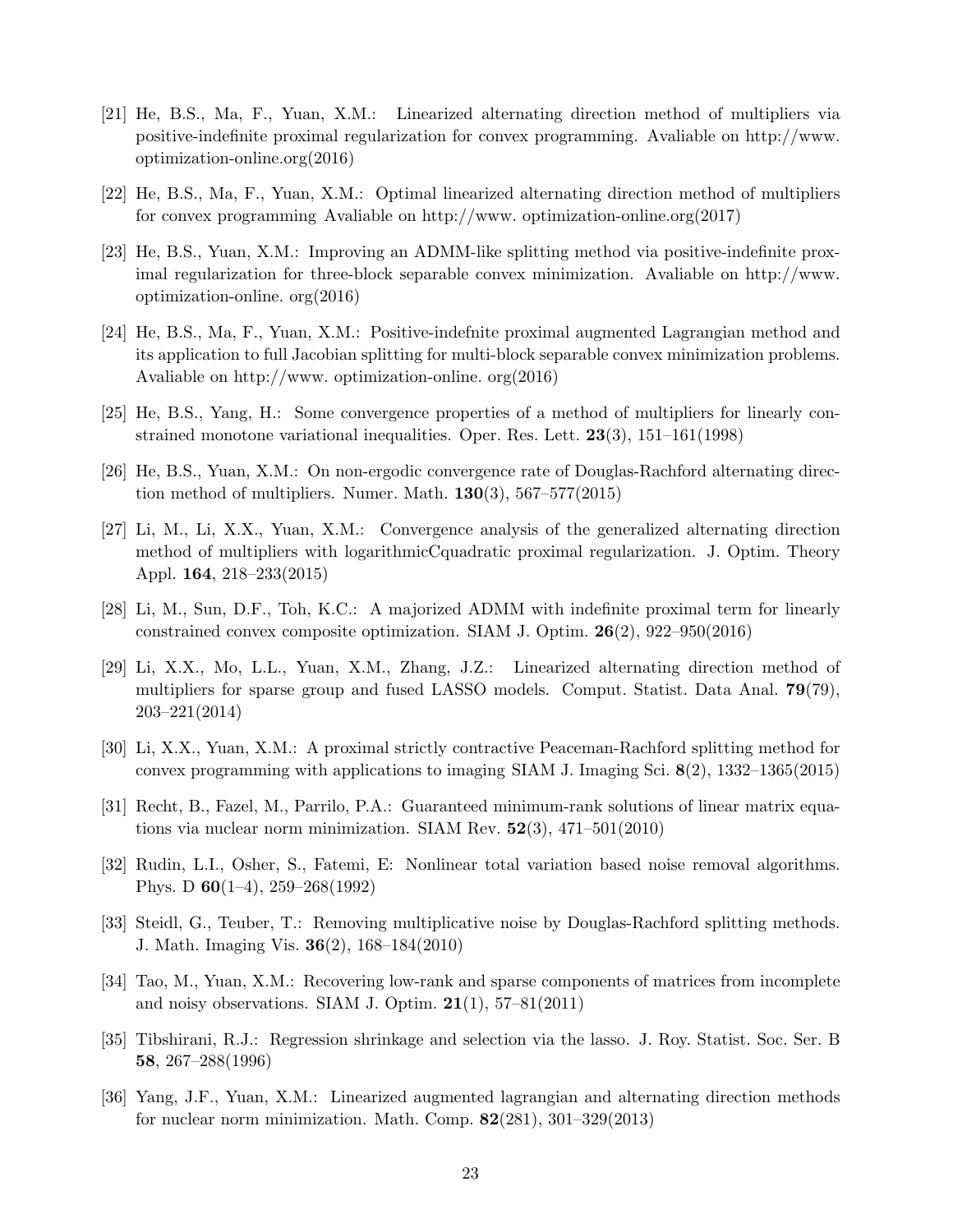[21] He, B.S., Ma, F., Yuan, X.M.: Linearized alternating direction method of multipliers via positive-indefinite proximal regularization for convex programming. Avaliable on http://www. optimization-online.org(2016)

[22] He, B.S., Ma, F., Yuan, X.M.: Optimal linearized alternating direction method of multipliers for convex programming Avaliable on http://www. optimization-online.org(2017)

[23] He, B.S., Yuan, X.M.: Improving an ADMM-like splitting method via positive-indefinite proximal regularization for three-block separable convex minimization. Avaliable on http://www. optimization-online. org(2016)

[24] He, B.S., Ma, F., Yuan, X.M.: Positive-indefnite proximal augmented Lagrangian method and its application to full Jacobian splitting for multi-block separable convex minimization problems. Avaliable on http://www. optimization-online. org(2016)

[25] He, B.S., Yang, H.: Some convergence properties of a method of multipliers for linearly constrained monotone variational inequalities. Oper. Res. Lett. **23**(3), 151–161(1998)

[26] He, B.S., Yuan, X.M.: On non-ergodic convergence rate of Douglas-Rachford alternating direction method of multipliers. Numer. Math. **130**(3), 567–577(2015)

[27] Li, M., Li, X.X., Yuan, X.M.: Convergence analysis of the generalized alternating direction method of multipliers with logarithmicCquadratic proximal regularization. J. Optim. Theory Appl. **164**, 218–233(2015)

[28] Li, M., Sun, D.F., Toh, K.C.: A majorized ADMM with indefinite proximal term for linearly constrained convex composite optimization. SIAM J. Optim. **26**(2), 922–950(2016)

[29] Li, X.X., Mo, L.L., Yuan, X.M., Zhang, J.Z.: Linearized alternating direction method of multipliers for sparse group and fused LASSO models. Comput. Statist. Data Anal. **79**(79), 203–221(2014)

[30] Li, X.X., Yuan, X.M.: A proximal strictly contractive Peaceman-Rachford splitting method for convex programming with applications to imaging SIAM J. Imaging Sci. **8**(2), 1332–1365(2015)

[31] Recht, B., Fazel, M., Parrilo, P.A.: Guaranteed minimum-rank solutions of linear matrix equations via nuclear norm minimization. SIAM Rev. **52**(3), 471–501(2010)

[32] Rudin, L.I., Osher, S., Fatemi, E: Nonlinear total variation based noise removal algorithms. Phys. D **60**(1–4), 259–268(1992)

[33] Steidl, G., Teuber, T.: Removing multiplicative noise by Douglas-Rachford splitting methods. J. Math. Imaging Vis. **36**(2), 168–184(2010)

[34] Tao, M., Yuan, X.M.: Recovering low-rank and sparse components of matrices from incomplete and noisy observations. SIAM J. Optim. **21**(1), 57–81(2011)

[35] Tibshirani, R.J.: Regression shrinkage and selection via the lasso. J. Roy. Statist. Soc. Ser. B **58**, 267–288(1996)

[36] Yang, J.F., Yuan, X.M.: Linearized augmented lagrangian and alternating direction methods for nuclear norm minimization. Math. Comp. **82**(281), 301–329(2013)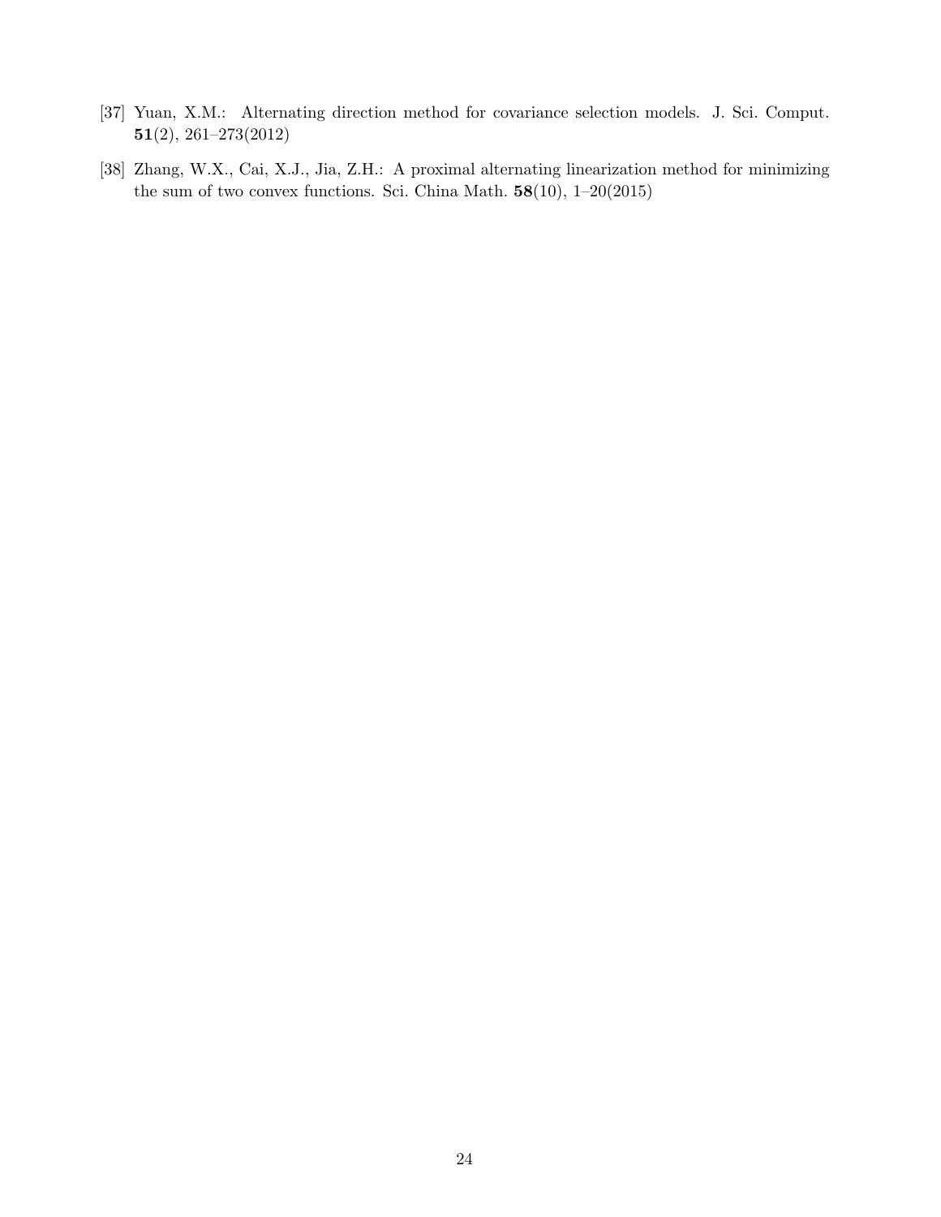[37] Yuan, X.M.: Alternating direction method for covariance selection models. J. Sci. Comput. **51**(2), 261–273(2012)

[38] Zhang, W.X., Cai, X.J., Jia, Z.H.: A proximal alternating linearization method for minimizing the sum of two convex functions. Sci. China Math. **58**(10), 1–20(2015)